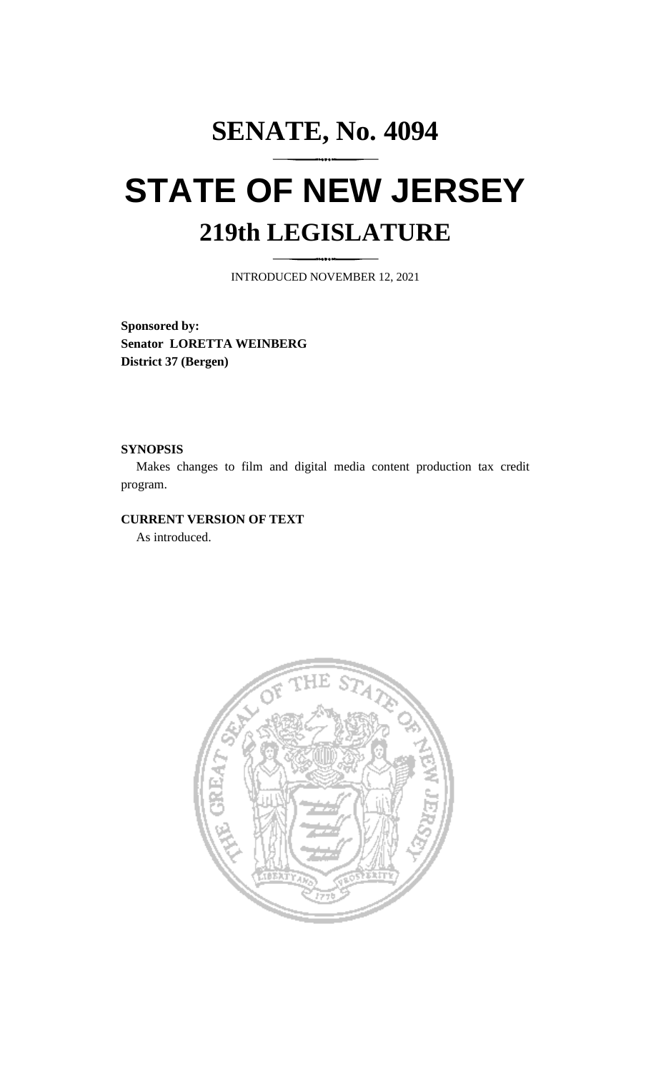# SENATE, No. 4094

# STATE OF NEW JERSEY

## 219th LEGISLATURE

INTRODUCED NOVEMBER 12, 2021

**Sponsored by:**
**Senator LORETTA WEINBERG**
**District 37 (Bergen)**

**SYNOPSIS**

Makes changes to film and digital media content production tax credit program.

**CURRENT VERSION OF TEXT**

As introduced.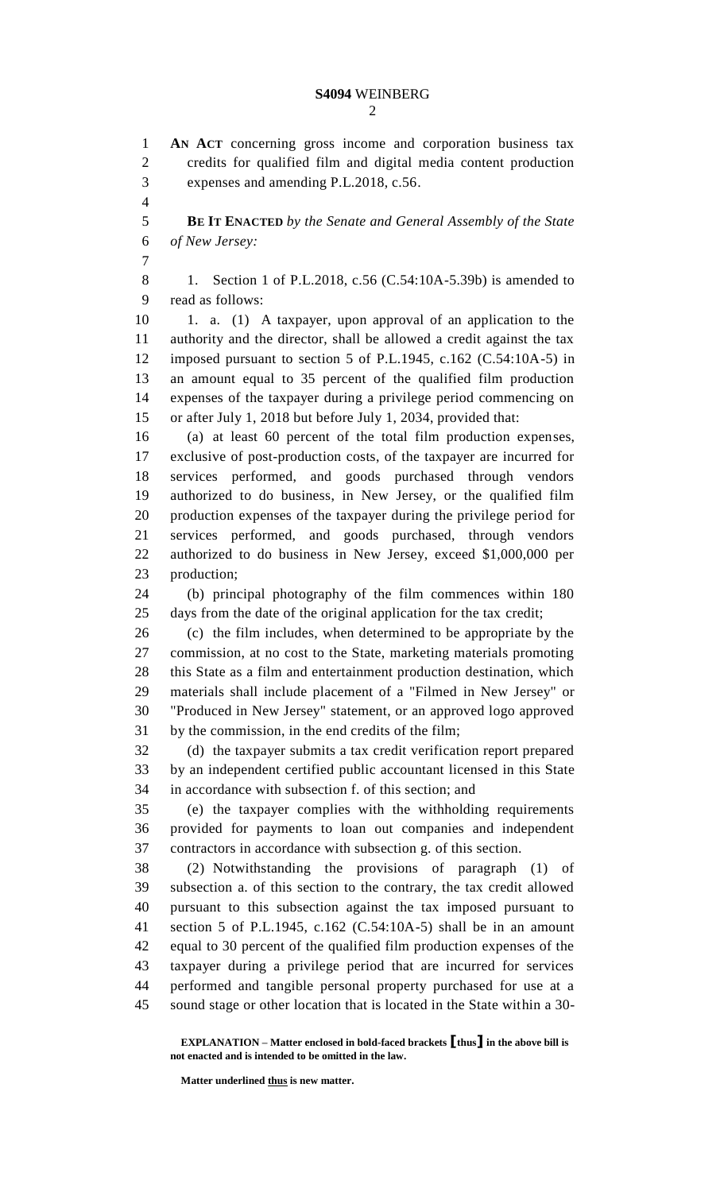**AN ACT** concerning gross income and corporation business tax credits for qualified film and digital media content production expenses and amending P.L.2018, c.56.

**BE IT ENACTED** *by the Senate and General Assembly of the State of New Jersey:*

1. Section 1 of P.L.2018, c.56 (C.54:10A-5.39b) is amended to read as follows:

1. a. (1) A taxpayer, upon approval of an application to the authority and the director, shall be allowed a credit against the tax imposed pursuant to section 5 of P.L.1945, c.162 (C.54:10A-5) in an amount equal to 35 percent of the qualified film production expenses of the taxpayer during a privilege period commencing on or after July 1, 2018 but before July 1, 2034, provided that:

(a) at least 60 percent of the total film production expenses, exclusive of post-production costs, of the taxpayer are incurred for services performed, and goods purchased through vendors authorized to do business, in New Jersey, or the qualified film production expenses of the taxpayer during the privilege period for services performed, and goods purchased, through vendors authorized to do business in New Jersey, exceed $1,000,000 per production;

(b) principal photography of the film commences within 180 days from the date of the original application for the tax credit;

(c) the film includes, when determined to be appropriate by the commission, at no cost to the State, marketing materials promoting this State as a film and entertainment production destination, which materials shall include placement of a "Filmed in New Jersey" or "Produced in New Jersey" statement, or an approved logo approved by the commission, in the end credits of the film;

(d) the taxpayer submits a tax credit verification report prepared by an independent certified public accountant licensed in this State in accordance with subsection f. of this section; and

(e) the taxpayer complies with the withholding requirements provided for payments to loan out companies and independent contractors in accordance with subsection g. of this section.

(2) Notwithstanding the provisions of paragraph (1) of subsection a. of this section to the contrary, the tax credit allowed pursuant to this subsection against the tax imposed pursuant to section 5 of P.L.1945, c.162 (C.54:10A-5) shall be in an amount equal to 30 percent of the qualified film production expenses of the taxpayer during a privilege period that are incurred for services performed and tangible personal property purchased for use at a sound stage or other location that is located in the State within a 30-

**EXPLANATION – Matter enclosed in bold-faced brackets [thus] in the above bill is not enacted and is intended to be omitted in the law.**

**Matter underlined thus is new matter.**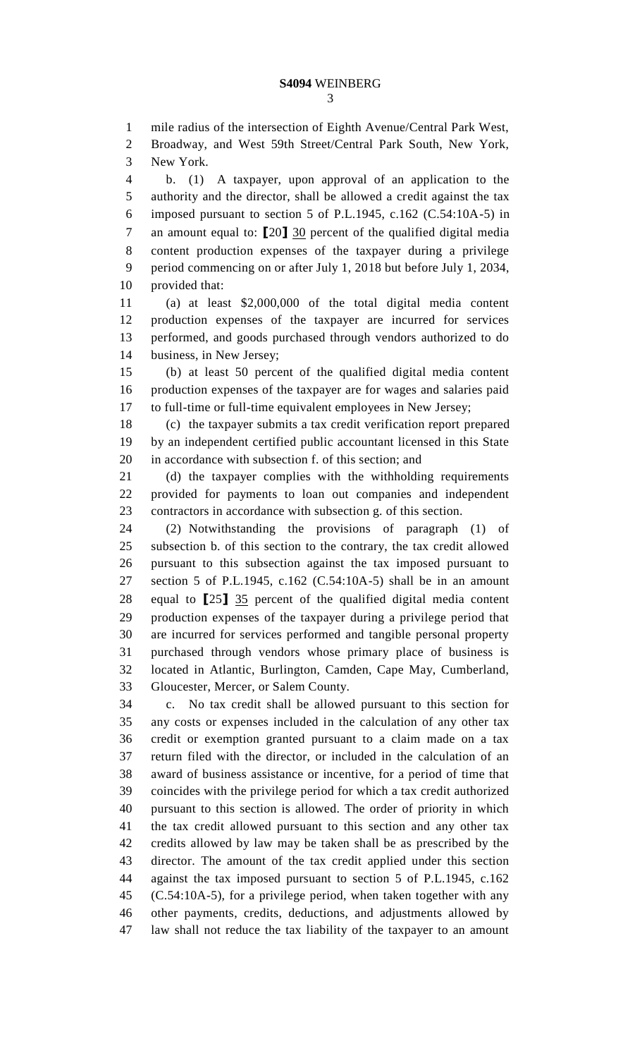mile radius of the intersection of Eighth Avenue/Central Park West, Broadway, and West 59th Street/Central Park South, New York, New York.

b. (1) A taxpayer, upon approval of an application to the authority and the director, shall be allowed a credit against the tax imposed pursuant to section 5 of P.L.1945, c.162 (C.54:10A-5) in an amount equal to: [20] 30 percent of the qualified digital media content production expenses of the taxpayer during a privilege period commencing on or after July 1, 2018 but before July 1, 2034, provided that:

(a) at least $2,000,000 of the total digital media content production expenses of the taxpayer are incurred for services performed, and goods purchased through vendors authorized to do business, in New Jersey;

(b) at least 50 percent of the qualified digital media content production expenses of the taxpayer are for wages and salaries paid to full-time or full-time equivalent employees in New Jersey;

(c) the taxpayer submits a tax credit verification report prepared by an independent certified public accountant licensed in this State in accordance with subsection f. of this section; and

(d) the taxpayer complies with the withholding requirements provided for payments to loan out companies and independent contractors in accordance with subsection g. of this section.

(2) Notwithstanding the provisions of paragraph (1) of subsection b. of this section to the contrary, the tax credit allowed pursuant to this subsection against the tax imposed pursuant to section 5 of P.L.1945, c.162 (C.54:10A-5) shall be in an amount equal to [25] 35 percent of the qualified digital media content production expenses of the taxpayer during a privilege period that are incurred for services performed and tangible personal property purchased through vendors whose primary place of business is located in Atlantic, Burlington, Camden, Cape May, Cumberland, Gloucester, Mercer, or Salem County.

c. No tax credit shall be allowed pursuant to this section for any costs or expenses included in the calculation of any other tax credit or exemption granted pursuant to a claim made on a tax return filed with the director, or included in the calculation of an award of business assistance or incentive, for a period of time that coincides with the privilege period for which a tax credit authorized pursuant to this section is allowed. The order of priority in which the tax credit allowed pursuant to this section and any other tax credits allowed by law may be taken shall be as prescribed by the director. The amount of the tax credit applied under this section against the tax imposed pursuant to section 5 of P.L.1945, c.162 (C.54:10A-5), for a privilege period, when taken together with any other payments, credits, deductions, and adjustments allowed by law shall not reduce the tax liability of the taxpayer to an amount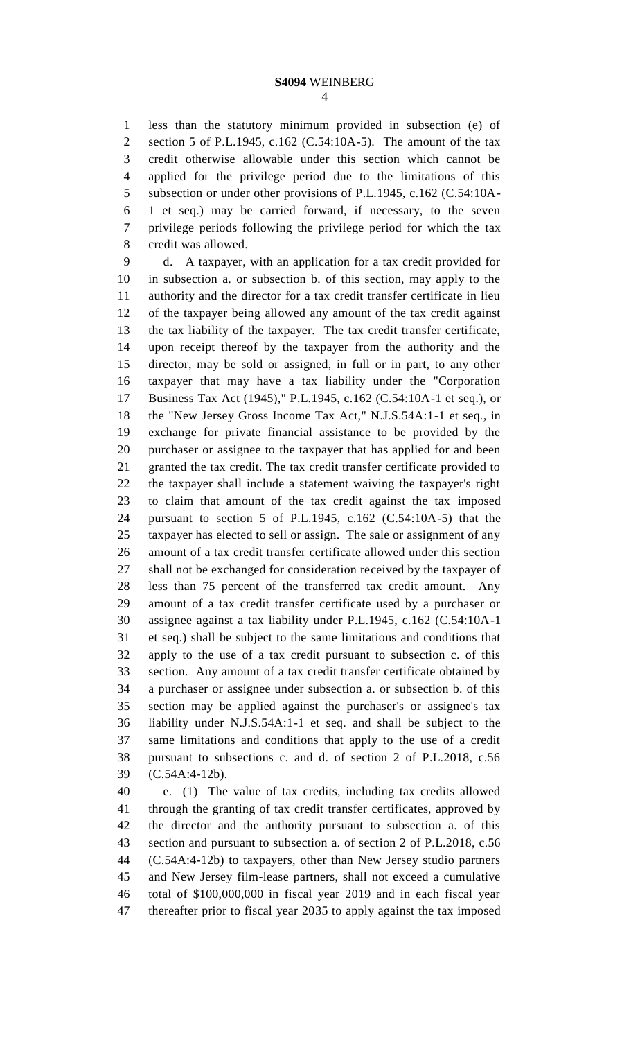less than the statutory minimum provided in subsection (e) of section 5 of P.L.1945, c.162 (C.54:10A-5). The amount of the tax credit otherwise allowable under this section which cannot be applied for the privilege period due to the limitations of this subsection or under other provisions of P.L.1945, c.162 (C.54:10A-1 et seq.) may be carried forward, if necessary, to the seven privilege periods following the privilege period for which the tax credit was allowed.

d. A taxpayer, with an application for a tax credit provided for in subsection a. or subsection b. of this section, may apply to the authority and the director for a tax credit transfer certificate in lieu of the taxpayer being allowed any amount of the tax credit against the tax liability of the taxpayer. The tax credit transfer certificate, upon receipt thereof by the taxpayer from the authority and the director, may be sold or assigned, in full or in part, to any other taxpayer that may have a tax liability under the "Corporation Business Tax Act (1945)," P.L.1945, c.162 (C.54:10A-1 et seq.), or the "New Jersey Gross Income Tax Act," N.J.S.54A:1-1 et seq., in exchange for private financial assistance to be provided by the purchaser or assignee to the taxpayer that has applied for and been granted the tax credit. The tax credit transfer certificate provided to the taxpayer shall include a statement waiving the taxpayer's right to claim that amount of the tax credit against the tax imposed pursuant to section 5 of P.L.1945, c.162 (C.54:10A-5) that the taxpayer has elected to sell or assign. The sale or assignment of any amount of a tax credit transfer certificate allowed under this section shall not be exchanged for consideration received by the taxpayer of less than 75 percent of the transferred tax credit amount. Any amount of a tax credit transfer certificate used by a purchaser or assignee against a tax liability under P.L.1945, c.162 (C.54:10A-1 et seq.) shall be subject to the same limitations and conditions that apply to the use of a tax credit pursuant to subsection c. of this section. Any amount of a tax credit transfer certificate obtained by a purchaser or assignee under subsection a. or subsection b. of this section may be applied against the purchaser's or assignee's tax liability under N.J.S.54A:1-1 et seq. and shall be subject to the same limitations and conditions that apply to the use of a credit pursuant to subsections c. and d. of section 2 of P.L.2018, c.56 (C.54A:4-12b).

e. (1) The value of tax credits, including tax credits allowed through the granting of tax credit transfer certificates, approved by the director and the authority pursuant to subsection a. of this section and pursuant to subsection a. of section 2 of P.L.2018, c.56 (C.54A:4-12b) to taxpayers, other than New Jersey studio partners and New Jersey film-lease partners, shall not exceed a cumulative total of $100,000,000 in fiscal year 2019 and in each fiscal year thereafter prior to fiscal year 2035 to apply against the tax imposed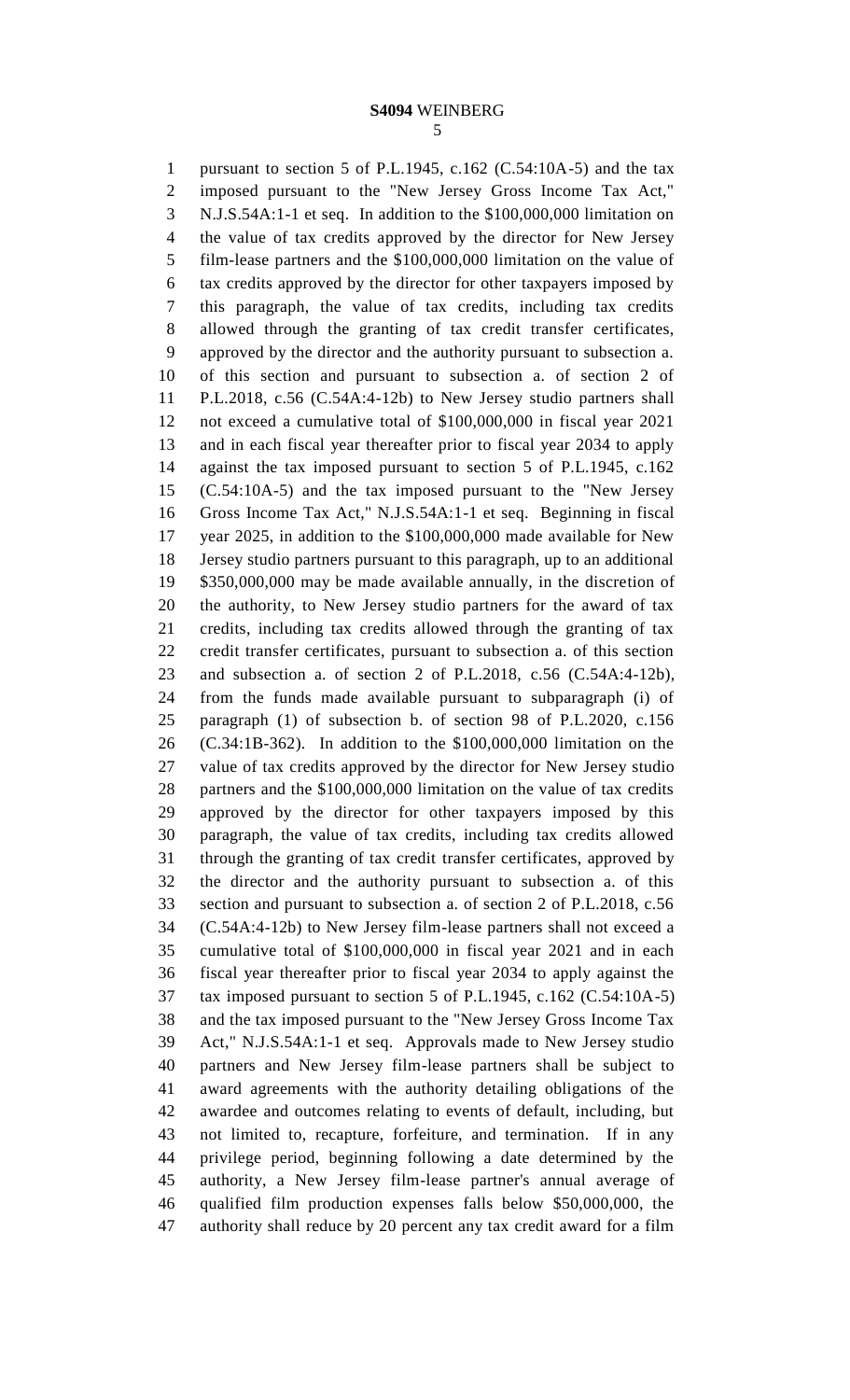pursuant to section 5 of P.L.1945, c.162 (C.54:10A-5) and the tax imposed pursuant to the "New Jersey Gross Income Tax Act," N.J.S.54A:1-1 et seq. In addition to the $100,000,000 limitation on the value of tax credits approved by the director for New Jersey film-lease partners and the $100,000,000 limitation on the value of tax credits approved by the director for other taxpayers imposed by this paragraph, the value of tax credits, including tax credits allowed through the granting of tax credit transfer certificates, approved by the director and the authority pursuant to subsection a. of this section and pursuant to subsection a. of section 2 of P.L.2018, c.56 (C.54A:4-12b) to New Jersey studio partners shall not exceed a cumulative total of $100,000,000 in fiscal year 2021 and in each fiscal year thereafter prior to fiscal year 2034 to apply against the tax imposed pursuant to section 5 of P.L.1945, c.162 (C.54:10A-5) and the tax imposed pursuant to the "New Jersey Gross Income Tax Act," N.J.S.54A:1-1 et seq. Beginning in fiscal year 2025, in addition to the $100,000,000 made available for New Jersey studio partners pursuant to this paragraph, up to an additional $350,000,000 may be made available annually, in the discretion of the authority, to New Jersey studio partners for the award of tax credits, including tax credits allowed through the granting of tax credit transfer certificates, pursuant to subsection a. of this section and subsection a. of section 2 of P.L.2018, c.56 (C.54A:4-12b), from the funds made available pursuant to subparagraph (i) of paragraph (1) of subsection b. of section 98 of P.L.2020, c.156 (C.34:1B-362). In addition to the $100,000,000 limitation on the value of tax credits approved by the director for New Jersey studio partners and the $100,000,000 limitation on the value of tax credits approved by the director for other taxpayers imposed by this paragraph, the value of tax credits, including tax credits allowed through the granting of tax credit transfer certificates, approved by the director and the authority pursuant to subsection a. of this section and pursuant to subsection a. of section 2 of P.L.2018, c.56 (C.54A:4-12b) to New Jersey film-lease partners shall not exceed a cumulative total of $100,000,000 in fiscal year 2021 and in each fiscal year thereafter prior to fiscal year 2034 to apply against the tax imposed pursuant to section 5 of P.L.1945, c.162 (C.54:10A-5) and the tax imposed pursuant to the "New Jersey Gross Income Tax Act," N.J.S.54A:1-1 et seq. Approvals made to New Jersey studio partners and New Jersey film-lease partners shall be subject to award agreements with the authority detailing obligations of the awardee and outcomes relating to events of default, including, but not limited to, recapture, forfeiture, and termination. If in any privilege period, beginning following a date determined by the authority, a New Jersey film-lease partner's annual average of qualified film production expenses falls below $50,000,000, the authority shall reduce by 20 percent any tax credit award for a film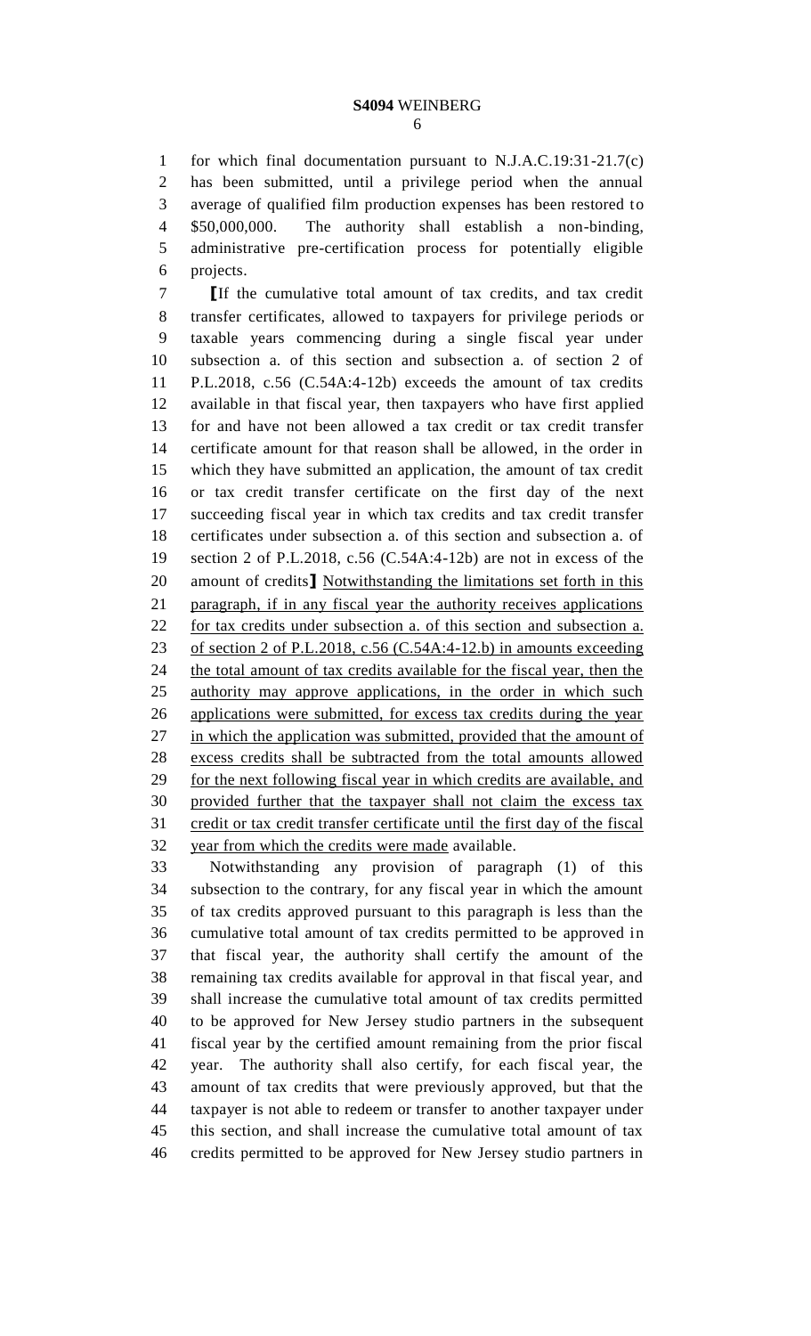for which final documentation pursuant to N.J.A.C.19:31-21.7(c) has been submitted, until a privilege period when the annual average of qualified film production expenses has been restored to $50,000,000. The authority shall establish a non-binding, administrative pre-certification process for potentially eligible projects.

[If the cumulative total amount of tax credits, and tax credit transfer certificates, allowed to taxpayers for privilege periods or taxable years commencing during a single fiscal year under subsection a. of this section and subsection a. of section 2 of P.L.2018, c.56 (C.54A:4-12b) exceeds the amount of tax credits available in that fiscal year, then taxpayers who have first applied for and have not been allowed a tax credit or tax credit transfer certificate amount for that reason shall be allowed, in the order in which they have submitted an application, the amount of tax credit or tax credit transfer certificate on the first day of the next succeeding fiscal year in which tax credits and tax credit transfer certificates under subsection a. of this section and subsection a. of section 2 of P.L.2018, c.56 (C.54A:4-12b) are not in excess of the amount of credits] Notwithstanding the limitations set forth in this paragraph, if in any fiscal year the authority receives applications for tax credits under subsection a. of this section and subsection a. of section 2 of P.L.2018, c.56 (C.54A:4-12.b) in amounts exceeding the total amount of tax credits available for the fiscal year, then the authority may approve applications, in the order in which such applications were submitted, for excess tax credits during the year in which the application was submitted, provided that the amount of excess credits shall be subtracted from the total amounts allowed for the next following fiscal year in which credits are available, and provided further that the taxpayer shall not claim the excess tax credit or tax credit transfer certificate until the first day of the fiscal year from which the credits were made available.

Notwithstanding any provision of paragraph (1) of this subsection to the contrary, for any fiscal year in which the amount of tax credits approved pursuant to this paragraph is less than the cumulative total amount of tax credits permitted to be approved in that fiscal year, the authority shall certify the amount of the remaining tax credits available for approval in that fiscal year, and shall increase the cumulative total amount of tax credits permitted to be approved for New Jersey studio partners in the subsequent fiscal year by the certified amount remaining from the prior fiscal year. The authority shall also certify, for each fiscal year, the amount of tax credits that were previously approved, but that the taxpayer is not able to redeem or transfer to another taxpayer under this section, and shall increase the cumulative total amount of tax credits permitted to be approved for New Jersey studio partners in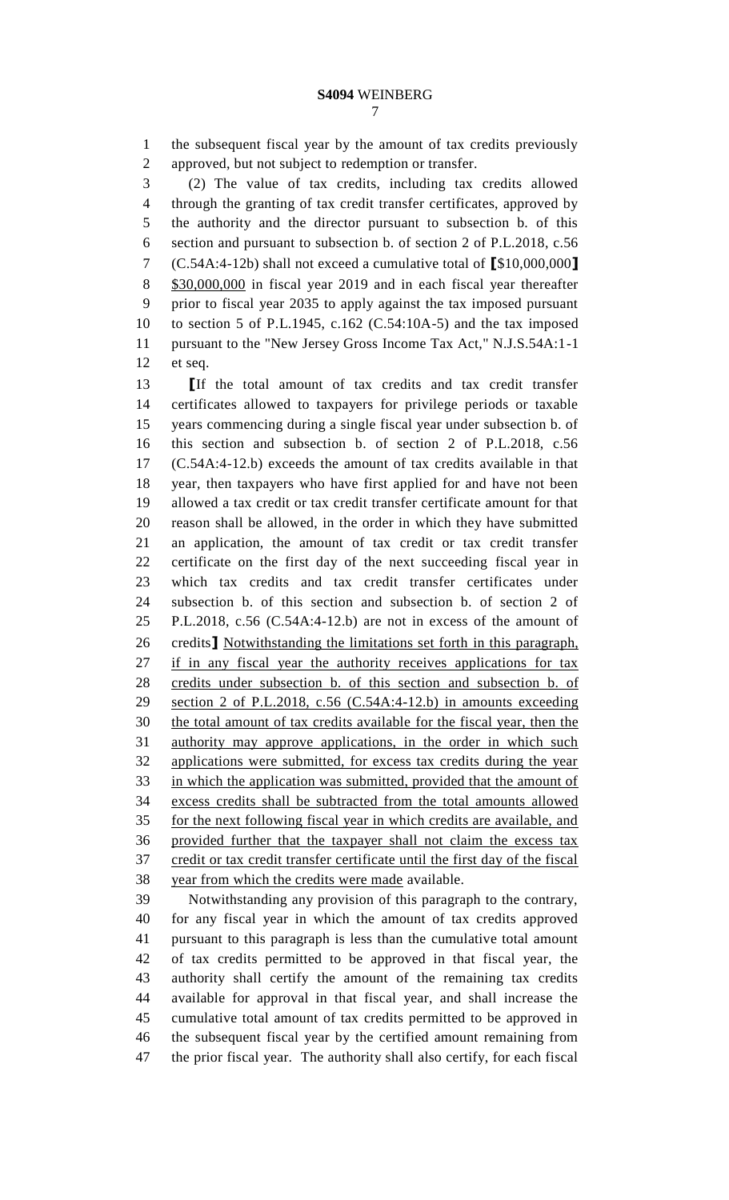the subsequent fiscal year by the amount of tax credits previously approved, but not subject to redemption or transfer.

(2) The value of tax credits, including tax credits allowed through the granting of tax credit transfer certificates, approved by the authority and the director pursuant to subsection b. of this section and pursuant to subsection b. of section 2 of P.L.2018, c.56 (C.54A:4-12b) shall not exceed a cumulative total of ⟦$10,000,000⟧ $30,000,000 in fiscal year 2019 and in each fiscal year thereafter prior to fiscal year 2035 to apply against the tax imposed pursuant to section 5 of P.L.1945, c.162 (C.54:10A-5) and the tax imposed pursuant to the "New Jersey Gross Income Tax Act," N.J.S.54A:1-1 et seq.

⟦If the total amount of tax credits and tax credit transfer certificates allowed to taxpayers for privilege periods or taxable years commencing during a single fiscal year under subsection b. of this section and subsection b. of section 2 of P.L.2018, c.56 (C.54A:4-12.b) exceeds the amount of tax credits available in that year, then taxpayers who have first applied for and have not been allowed a tax credit or tax credit transfer certificate amount for that reason shall be allowed, in the order in which they have submitted an application, the amount of tax credit or tax credit transfer certificate on the first day of the next succeeding fiscal year in which tax credits and tax credit transfer certificates under subsection b. of this section and subsection b. of section 2 of P.L.2018, c.56 (C.54A:4-12.b) are not in excess of the amount of credits⟧ Notwithstanding the limitations set forth in this paragraph, if in any fiscal year the authority receives applications for tax credits under subsection b. of this section and subsection b. of section 2 of P.L.2018, c.56 (C.54A:4-12.b) in amounts exceeding the total amount of tax credits available for the fiscal year, then the authority may approve applications, in the order in which such applications were submitted, for excess tax credits during the year in which the application was submitted, provided that the amount of excess credits shall be subtracted from the total amounts allowed for the next following fiscal year in which credits are available, and provided further that the taxpayer shall not claim the excess tax credit or tax credit transfer certificate until the first day of the fiscal year from which the credits were made available.

Notwithstanding any provision of this paragraph to the contrary, for any fiscal year in which the amount of tax credits approved pursuant to this paragraph is less than the cumulative total amount of tax credits permitted to be approved in that fiscal year, the authority shall certify the amount of the remaining tax credits available for approval in that fiscal year, and shall increase the cumulative total amount of tax credits permitted to be approved in the subsequent fiscal year by the certified amount remaining from the prior fiscal year. The authority shall also certify, for each fiscal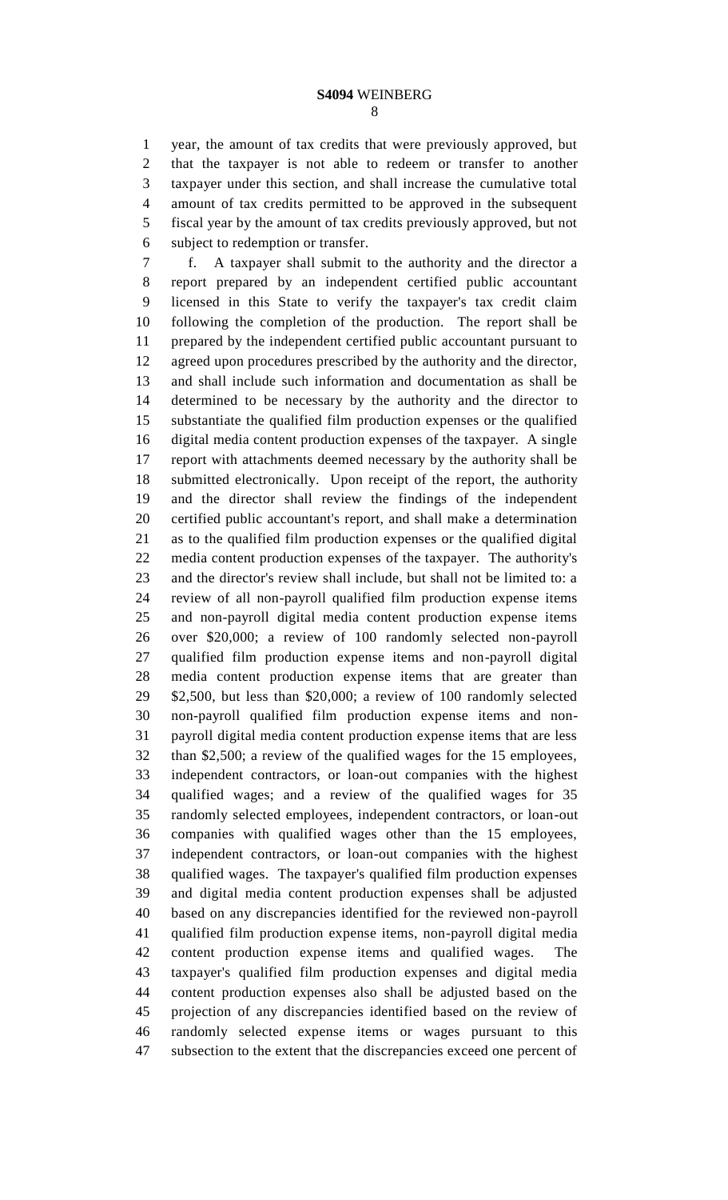year, the amount of tax credits that were previously approved, but that the taxpayer is not able to redeem or transfer to another taxpayer under this section, and shall increase the cumulative total amount of tax credits permitted to be approved in the subsequent fiscal year by the amount of tax credits previously approved, but not subject to redemption or transfer.

f. A taxpayer shall submit to the authority and the director a report prepared by an independent certified public accountant licensed in this State to verify the taxpayer's tax credit claim following the completion of the production. The report shall be prepared by the independent certified public accountant pursuant to agreed upon procedures prescribed by the authority and the director, and shall include such information and documentation as shall be determined to be necessary by the authority and the director to substantiate the qualified film production expenses or the qualified digital media content production expenses of the taxpayer. A single report with attachments deemed necessary by the authority shall be submitted electronically. Upon receipt of the report, the authority and the director shall review the findings of the independent certified public accountant's report, and shall make a determination as to the qualified film production expenses or the qualified digital media content production expenses of the taxpayer. The authority's and the director's review shall include, but shall not be limited to: a review of all non-payroll qualified film production expense items and non-payroll digital media content production expense items over $20,000; a review of 100 randomly selected non-payroll qualified film production expense items and non-payroll digital media content production expense items that are greater than $2,500, but less than $20,000; a review of 100 randomly selected non-payroll qualified film production expense items and non-payroll digital media content production expense items that are less than $2,500; a review of the qualified wages for the 15 employees, independent contractors, or loan-out companies with the highest qualified wages; and a review of the qualified wages for 35 randomly selected employees, independent contractors, or loan-out companies with qualified wages other than the 15 employees, independent contractors, or loan-out companies with the highest qualified wages. The taxpayer's qualified film production expenses and digital media content production expenses shall be adjusted based on any discrepancies identified for the reviewed non-payroll qualified film production expense items, non-payroll digital media content production expense items and qualified wages. The taxpayer's qualified film production expenses and digital media content production expenses also shall be adjusted based on the projection of any discrepancies identified based on the review of randomly selected expense items or wages pursuant to this subsection to the extent that the discrepancies exceed one percent of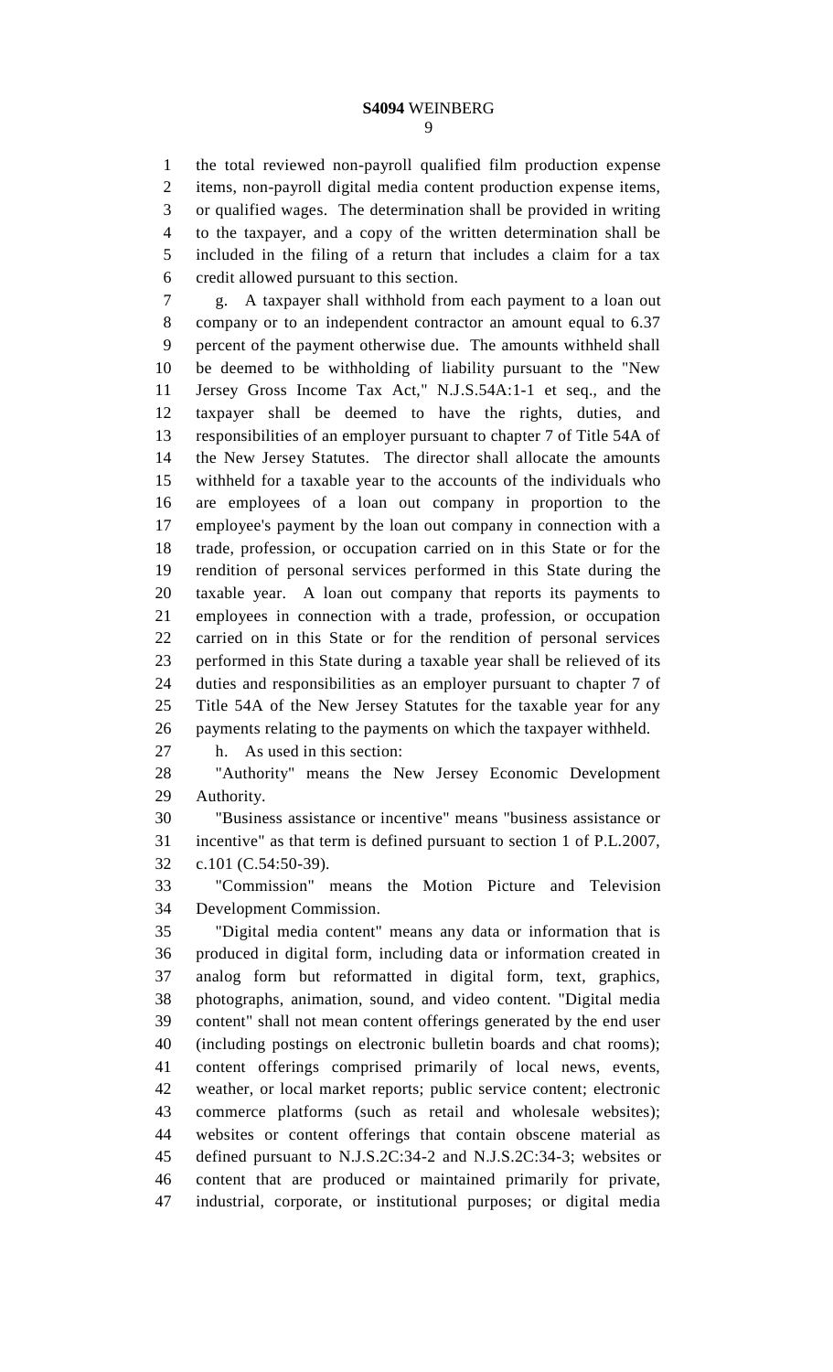the total reviewed non-payroll qualified film production expense items, non-payroll digital media content production expense items, or qualified wages. The determination shall be provided in writing to the taxpayer, and a copy of the written determination shall be included in the filing of a return that includes a claim for a tax credit allowed pursuant to this section.

g. A taxpayer shall withhold from each payment to a loan out company or to an independent contractor an amount equal to 6.37 percent of the payment otherwise due. The amounts withheld shall be deemed to be withholding of liability pursuant to the "New Jersey Gross Income Tax Act," N.J.S.54A:1-1 et seq., and the taxpayer shall be deemed to have the rights, duties, and responsibilities of an employer pursuant to chapter 7 of Title 54A of the New Jersey Statutes. The director shall allocate the amounts withheld for a taxable year to the accounts of the individuals who are employees of a loan out company in proportion to the employee's payment by the loan out company in connection with a trade, profession, or occupation carried on in this State or for the rendition of personal services performed in this State during the taxable year. A loan out company that reports its payments to employees in connection with a trade, profession, or occupation carried on in this State or for the rendition of personal services performed in this State during a taxable year shall be relieved of its duties and responsibilities as an employer pursuant to chapter 7 of Title 54A of the New Jersey Statutes for the taxable year for any payments relating to the payments on which the taxpayer withheld.

h. As used in this section:

"Authority" means the New Jersey Economic Development Authority.

"Business assistance or incentive" means "business assistance or incentive" as that term is defined pursuant to section 1 of P.L.2007, c.101 (C.54:50-39).

"Commission" means the Motion Picture and Television Development Commission.

"Digital media content" means any data or information that is produced in digital form, including data or information created in analog form but reformatted in digital form, text, graphics, photographs, animation, sound, and video content. "Digital media content" shall not mean content offerings generated by the end user (including postings on electronic bulletin boards and chat rooms); content offerings comprised primarily of local news, events, weather, or local market reports; public service content; electronic commerce platforms (such as retail and wholesale websites); websites or content offerings that contain obscene material as defined pursuant to N.J.S.2C:34-2 and N.J.S.2C:34-3; websites or content that are produced or maintained primarily for private, industrial, corporate, or institutional purposes; or digital media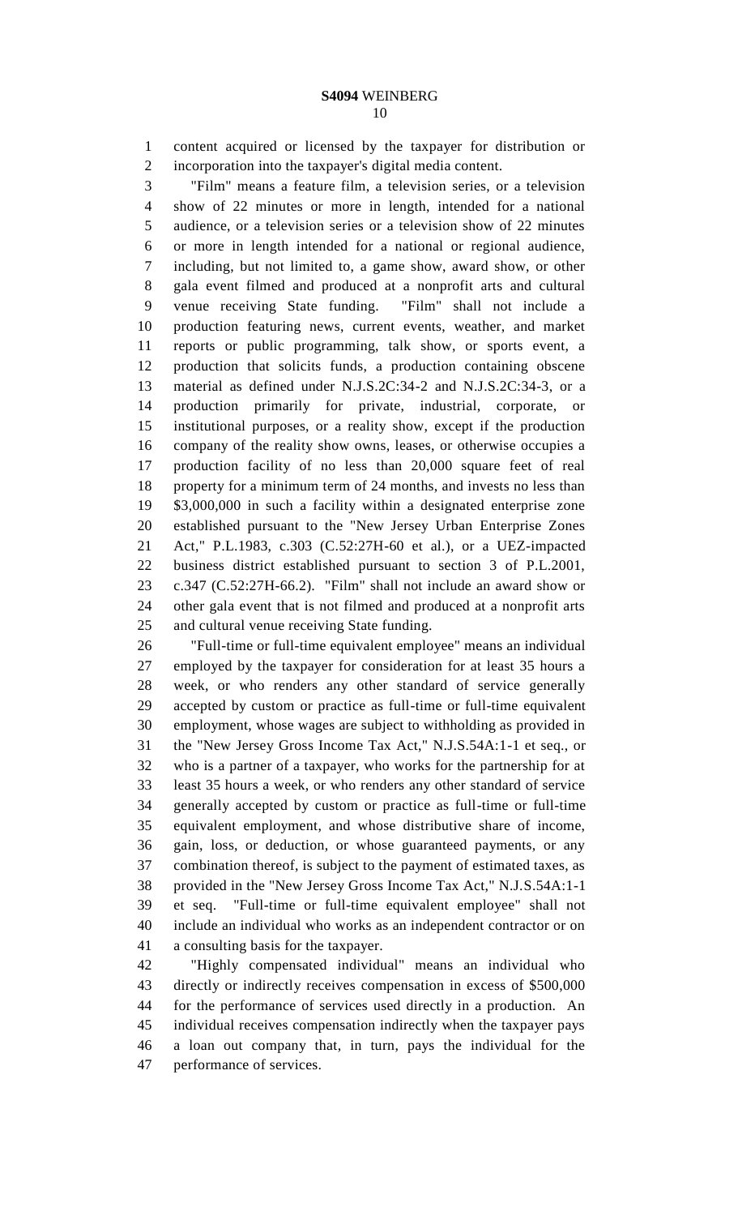content acquired or licensed by the taxpayer for distribution or incorporation into the taxpayer's digital media content.

"Film" means a feature film, a television series, or a television show of 22 minutes or more in length, intended for a national audience, or a television series or a television show of 22 minutes or more in length intended for a national or regional audience, including, but not limited to, a game show, award show, or other gala event filmed and produced at a nonprofit arts and cultural venue receiving State funding. "Film" shall not include a production featuring news, current events, weather, and market reports or public programming, talk show, or sports event, a production that solicits funds, a production containing obscene material as defined under N.J.S.2C:34-2 and N.J.S.2C:34-3, or a production primarily for private, industrial, corporate, or institutional purposes, or a reality show, except if the production company of the reality show owns, leases, or otherwise occupies a production facility of no less than 20,000 square feet of real property for a minimum term of 24 months, and invests no less than $3,000,000 in such a facility within a designated enterprise zone established pursuant to the "New Jersey Urban Enterprise Zones Act," P.L.1983, c.303 (C.52:27H-60 et al.), or a UEZ-impacted business district established pursuant to section 3 of P.L.2001, c.347 (C.52:27H-66.2). "Film" shall not include an award show or other gala event that is not filmed and produced at a nonprofit arts and cultural venue receiving State funding.

"Full-time or full-time equivalent employee" means an individual employed by the taxpayer for consideration for at least 35 hours a week, or who renders any other standard of service generally accepted by custom or practice as full-time or full-time equivalent employment, whose wages are subject to withholding as provided in the "New Jersey Gross Income Tax Act," N.J.S.54A:1-1 et seq., or who is a partner of a taxpayer, who works for the partnership for at least 35 hours a week, or who renders any other standard of service generally accepted by custom or practice as full-time or full-time equivalent employment, and whose distributive share of income, gain, loss, or deduction, or whose guaranteed payments, or any combination thereof, is subject to the payment of estimated taxes, as provided in the "New Jersey Gross Income Tax Act," N.J.S.54A:1-1 et seq. "Full-time or full-time equivalent employee" shall not include an individual who works as an independent contractor or on a consulting basis for the taxpayer.

"Highly compensated individual" means an individual who directly or indirectly receives compensation in excess of $500,000 for the performance of services used directly in a production. An individual receives compensation indirectly when the taxpayer pays a loan out company that, in turn, pays the individual for the performance of services.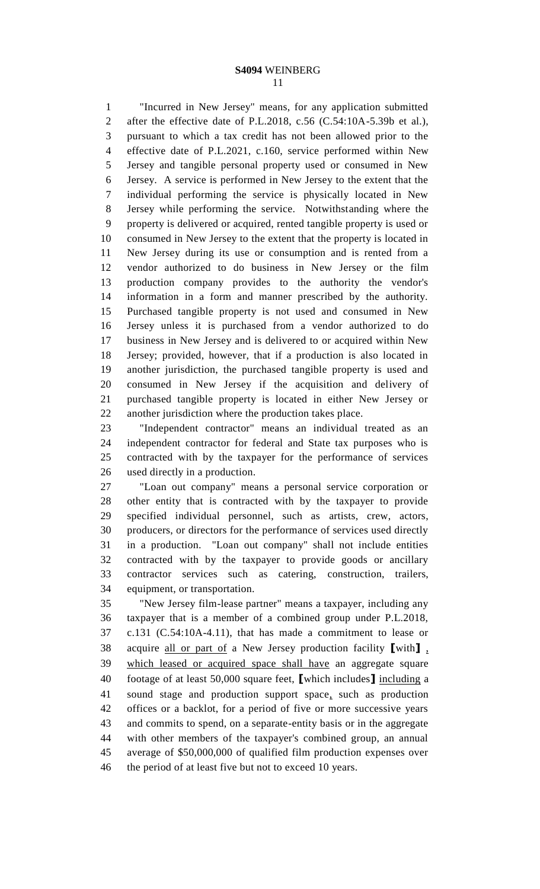"Incurred in New Jersey" means, for any application submitted after the effective date of P.L.2018, c.56 (C.54:10A-5.39b et al.), pursuant to which a tax credit has not been allowed prior to the effective date of P.L.2021, c.160, service performed within New Jersey and tangible personal property used or consumed in New Jersey. A service is performed in New Jersey to the extent that the individual performing the service is physically located in New Jersey while performing the service. Notwithstanding where the property is delivered or acquired, rented tangible property is used or consumed in New Jersey to the extent that the property is located in New Jersey during its use or consumption and is rented from a vendor authorized to do business in New Jersey or the film production company provides to the authority the vendor's information in a form and manner prescribed by the authority. Purchased tangible property is not used and consumed in New Jersey unless it is purchased from a vendor authorized to do business in New Jersey and is delivered to or acquired within New Jersey; provided, however, that if a production is also located in another jurisdiction, the purchased tangible property is used and consumed in New Jersey if the acquisition and delivery of purchased tangible property is located in either New Jersey or another jurisdiction where the production takes place.

"Independent contractor" means an individual treated as an independent contractor for federal and State tax purposes who is contracted with by the taxpayer for the performance of services used directly in a production.

"Loan out company" means a personal service corporation or other entity that is contracted with by the taxpayer to provide specified individual personnel, such as artists, crew, actors, producers, or directors for the performance of services used directly in a production. "Loan out company" shall not include entities contracted with by the taxpayer to provide goods or ancillary contractor services such as catering, construction, trailers, equipment, or transportation.

"New Jersey film-lease partner" means a taxpayer, including any taxpayer that is a member of a combined group under P.L.2018, c.131 (C.54:10A-4.11), that has made a commitment to lease or acquire <u>all or part of</u> a New Jersey production facility ⟦with⟧ <u>, which leased or acquired space shall have</u> an aggregate square footage of at least 50,000 square feet, ⟦which includes⟧ <u>including</u> a sound stage and production support space<u>,</u> such as production offices or a backlot, for a period of five or more successive years and commits to spend, on a separate-entity basis or in the aggregate with other members of the taxpayer's combined group, an annual average of $50,000,000 of qualified film production expenses over the period of at least five but not to exceed 10 years.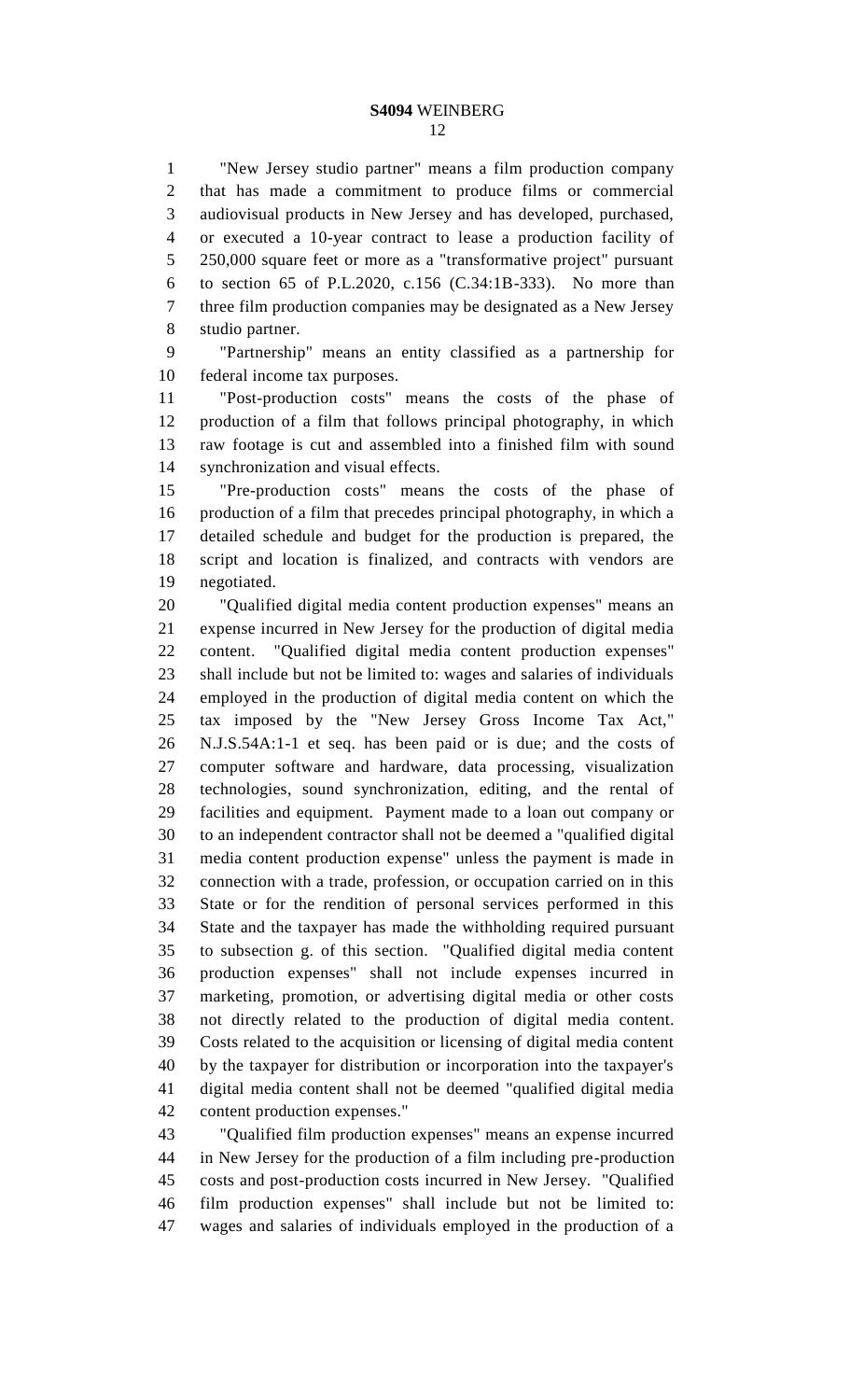"New Jersey studio partner" means a film production company that has made a commitment to produce films or commercial audiovisual products in New Jersey and has developed, purchased, or executed a 10-year contract to lease a production facility of 250,000 square feet or more as a "transformative project" pursuant to section 65 of P.L.2020, c.156 (C.34:1B-333). No more than three film production companies may be designated as a New Jersey studio partner.

"Partnership" means an entity classified as a partnership for federal income tax purposes.

"Post-production costs" means the costs of the phase of production of a film that follows principal photography, in which raw footage is cut and assembled into a finished film with sound synchronization and visual effects.

"Pre-production costs" means the costs of the phase of production of a film that precedes principal photography, in which a detailed schedule and budget for the production is prepared, the script and location is finalized, and contracts with vendors are negotiated.

"Qualified digital media content production expenses" means an expense incurred in New Jersey for the production of digital media content. "Qualified digital media content production expenses" shall include but not be limited to: wages and salaries of individuals employed in the production of digital media content on which the tax imposed by the "New Jersey Gross Income Tax Act," N.J.S.54A:1-1 et seq. has been paid or is due; and the costs of computer software and hardware, data processing, visualization technologies, sound synchronization, editing, and the rental of facilities and equipment. Payment made to a loan out company or to an independent contractor shall not be deemed a "qualified digital media content production expense" unless the payment is made in connection with a trade, profession, or occupation carried on in this State or for the rendition of personal services performed in this State and the taxpayer has made the withholding required pursuant to subsection g. of this section. "Qualified digital media content production expenses" shall not include expenses incurred in marketing, promotion, or advertising digital media or other costs not directly related to the production of digital media content. Costs related to the acquisition or licensing of digital media content by the taxpayer for distribution or incorporation into the taxpayer's digital media content shall not be deemed "qualified digital media content production expenses."

"Qualified film production expenses" means an expense incurred in New Jersey for the production of a film including pre-production costs and post-production costs incurred in New Jersey. "Qualified film production expenses" shall include but not be limited to: wages and salaries of individuals employed in the production of a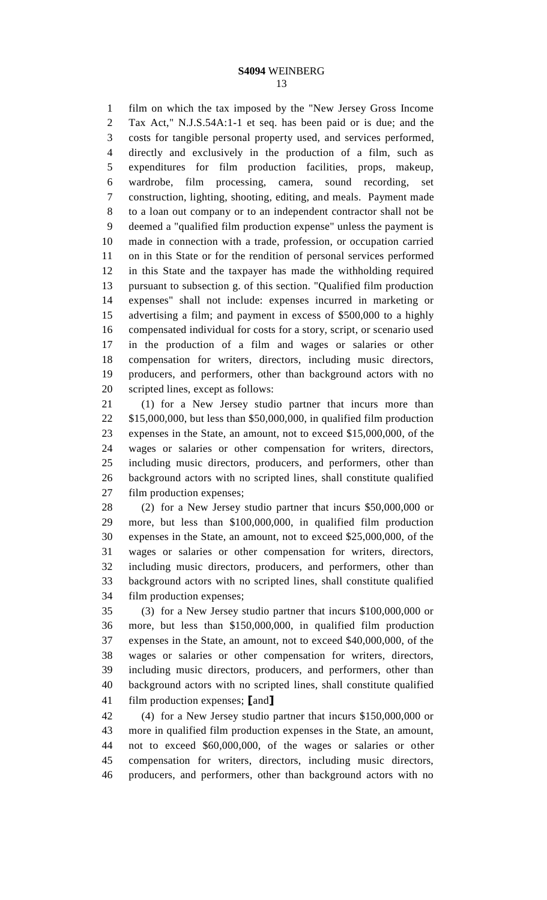film on which the tax imposed by the "New Jersey Gross Income Tax Act," N.J.S.54A:1-1 et seq. has been paid or is due; and the costs for tangible personal property used, and services performed, directly and exclusively in the production of a film, such as expenditures for film production facilities, props, makeup, wardrobe, film processing, camera, sound recording, set construction, lighting, shooting, editing, and meals. Payment made to a loan out company or to an independent contractor shall not be deemed a "qualified film production expense" unless the payment is made in connection with a trade, profession, or occupation carried on in this State or for the rendition of personal services performed in this State and the taxpayer has made the withholding required pursuant to subsection g. of this section. "Qualified film production expenses" shall not include: expenses incurred in marketing or advertising a film; and payment in excess of $500,000 to a highly compensated individual for costs for a story, script, or scenario used in the production of a film and wages or salaries or other compensation for writers, directors, including music directors, producers, and performers, other than background actors with no scripted lines, except as follows:

(1) for a New Jersey studio partner that incurs more than $15,000,000, but less than $50,000,000, in qualified film production expenses in the State, an amount, not to exceed $15,000,000, of the wages or salaries or other compensation for writers, directors, including music directors, producers, and performers, other than background actors with no scripted lines, shall constitute qualified film production expenses;

(2) for a New Jersey studio partner that incurs $50,000,000 or more, but less than $100,000,000, in qualified film production expenses in the State, an amount, not to exceed $25,000,000, of the wages or salaries or other compensation for writers, directors, including music directors, producers, and performers, other than background actors with no scripted lines, shall constitute qualified film production expenses;

(3) for a New Jersey studio partner that incurs $100,000,000 or more, but less than $150,000,000, in qualified film production expenses in the State, an amount, not to exceed $40,000,000, of the wages or salaries or other compensation for writers, directors, including music directors, producers, and performers, other than background actors with no scripted lines, shall constitute qualified film production expenses; [and]

(4) for a New Jersey studio partner that incurs $150,000,000 or more in qualified film production expenses in the State, an amount, not to exceed $60,000,000, of the wages or salaries or other compensation for writers, directors, including music directors, producers, and performers, other than background actors with no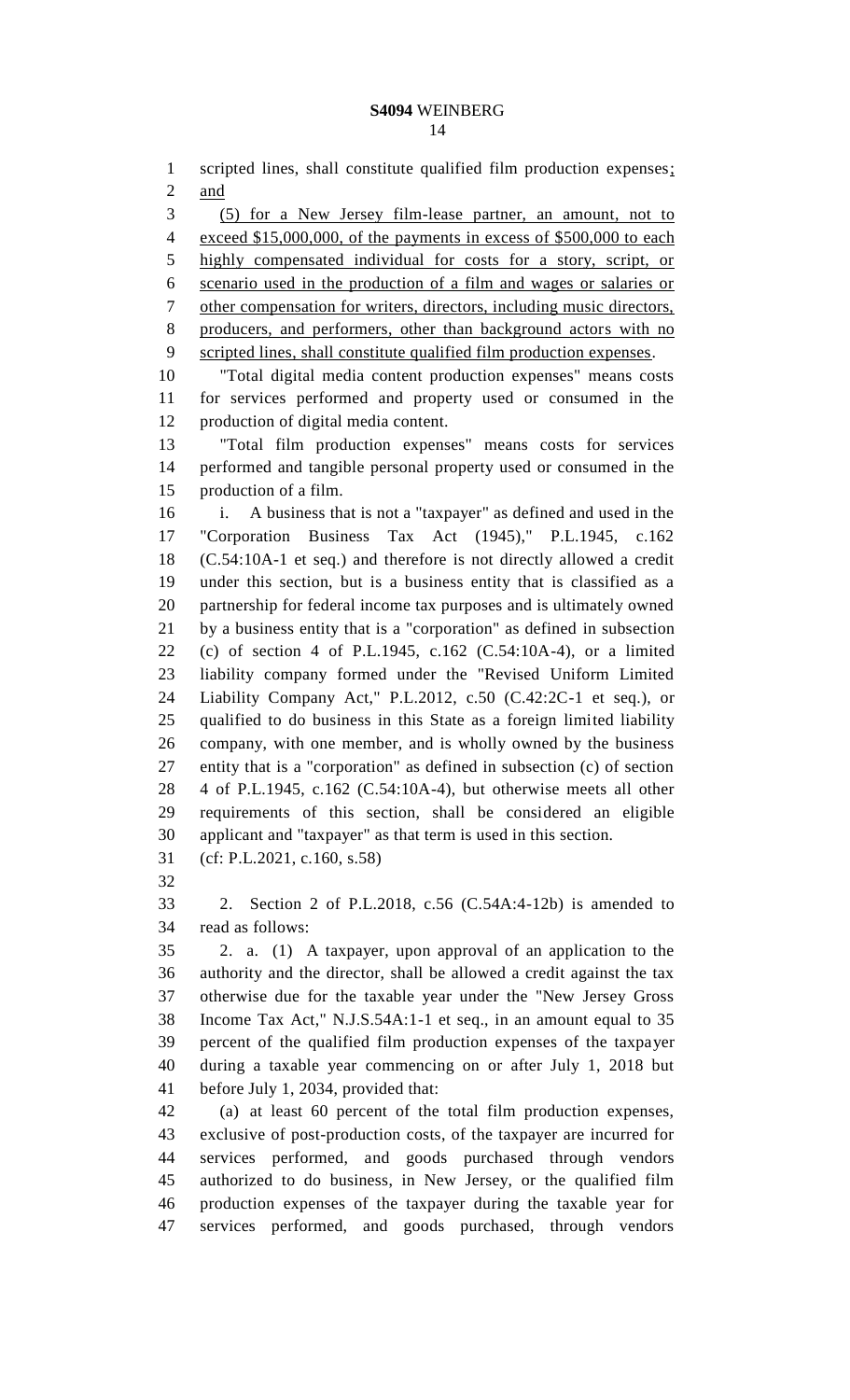scripted lines, shall constitute qualified film production expenses; and

(5) for a New Jersey film-lease partner, an amount, not to exceed $15,000,000, of the payments in excess of $500,000 to each highly compensated individual for costs for a story, script, or scenario used in the production of a film and wages or salaries or other compensation for writers, directors, including music directors, producers, and performers, other than background actors with no scripted lines, shall constitute qualified film production expenses.

"Total digital media content production expenses" means costs for services performed and property used or consumed in the production of digital media content.

"Total film production expenses" means costs for services performed and tangible personal property used or consumed in the production of a film.

i. A business that is not a "taxpayer" as defined and used in the "Corporation Business Tax Act (1945)," P.L.1945, c.162 (C.54:10A-1 et seq.) and therefore is not directly allowed a credit under this section, but is a business entity that is classified as a partnership for federal income tax purposes and is ultimately owned by a business entity that is a "corporation" as defined in subsection (c) of section 4 of P.L.1945, c.162 (C.54:10A-4), or a limited liability company formed under the "Revised Uniform Limited Liability Company Act," P.L.2012, c.50 (C.42:2C-1 et seq.), or qualified to do business in this State as a foreign limited liability company, with one member, and is wholly owned by the business entity that is a "corporation" as defined in subsection (c) of section 4 of P.L.1945, c.162 (C.54:10A-4), but otherwise meets all other requirements of this section, shall be considered an eligible applicant and "taxpayer" as that term is used in this section.

(cf: P.L.2021, c.160, s.58)

2. Section 2 of P.L.2018, c.56 (C.54A:4-12b) is amended to read as follows:

2. a. (1) A taxpayer, upon approval of an application to the authority and the director, shall be allowed a credit against the tax otherwise due for the taxable year under the "New Jersey Gross Income Tax Act," N.J.S.54A:1-1 et seq., in an amount equal to 35 percent of the qualified film production expenses of the taxpayer during a taxable year commencing on or after July 1, 2018 but before July 1, 2034, provided that:

(a) at least 60 percent of the total film production expenses, exclusive of post-production costs, of the taxpayer are incurred for services performed, and goods purchased through vendors authorized to do business, in New Jersey, or the qualified film production expenses of the taxpayer during the taxable year for services performed, and goods purchased, through vendors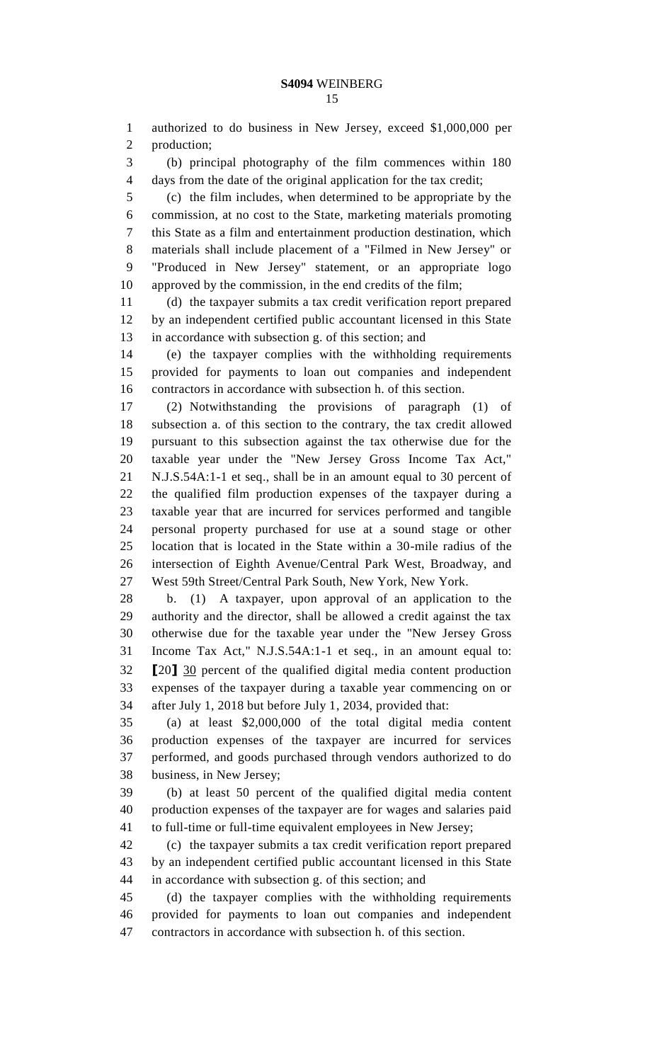authorized to do business in New Jersey, exceed $1,000,000 per production;

(b) principal photography of the film commences within 180 days from the date of the original application for the tax credit;

(c) the film includes, when determined to be appropriate by the commission, at no cost to the State, marketing materials promoting this State as a film and entertainment production destination, which materials shall include placement of a "Filmed in New Jersey" or "Produced in New Jersey" statement, or an appropriate logo approved by the commission, in the end credits of the film;

(d) the taxpayer submits a tax credit verification report prepared by an independent certified public accountant licensed in this State in accordance with subsection g. of this section; and

(e) the taxpayer complies with the withholding requirements provided for payments to loan out companies and independent contractors in accordance with subsection h. of this section.

(2) Notwithstanding the provisions of paragraph (1) of subsection a. of this section to the contrary, the tax credit allowed pursuant to this subsection against the tax otherwise due for the taxable year under the "New Jersey Gross Income Tax Act," N.J.S.54A:1-1 et seq., shall be in an amount equal to 30 percent of the qualified film production expenses of the taxpayer during a taxable year that are incurred for services performed and tangible personal property purchased for use at a sound stage or other location that is located in the State within a 30-mile radius of the intersection of Eighth Avenue/Central Park West, Broadway, and West 59th Street/Central Park South, New York, New York.

b. (1) A taxpayer, upon approval of an application to the authority and the director, shall be allowed a credit against the tax otherwise due for the taxable year under the "New Jersey Gross Income Tax Act," N.J.S.54A:1-1 et seq., in an amount equal to: ⟦20⟧ <u>30</u> percent of the qualified digital media content production expenses of the taxpayer during a taxable year commencing on or after July 1, 2018 but before July 1, 2034, provided that:

(a) at least $2,000,000 of the total digital media content production expenses of the taxpayer are incurred for services performed, and goods purchased through vendors authorized to do business, in New Jersey;

(b) at least 50 percent of the qualified digital media content production expenses of the taxpayer are for wages and salaries paid to full-time or full-time equivalent employees in New Jersey;

(c) the taxpayer submits a tax credit verification report prepared by an independent certified public accountant licensed in this State in accordance with subsection g. of this section; and

(d) the taxpayer complies with the withholding requirements provided for payments to loan out companies and independent contractors in accordance with subsection h. of this section.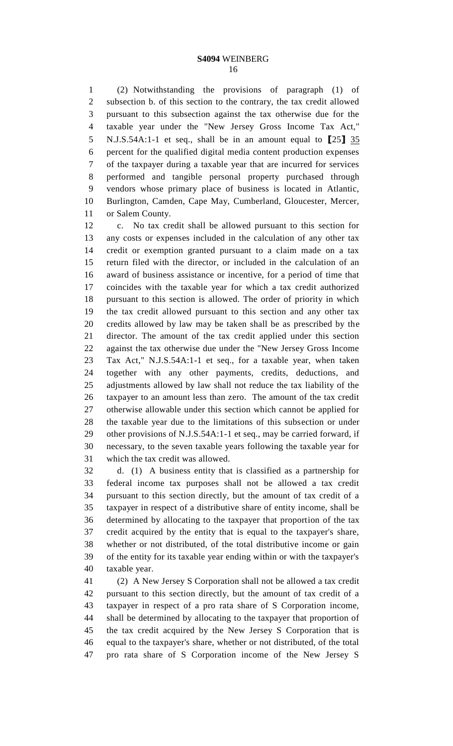(2) Notwithstanding the provisions of paragraph (1) of subsection b. of this section to the contrary, the tax credit allowed pursuant to this subsection against the tax otherwise due for the taxable year under the "New Jersey Gross Income Tax Act," N.J.S.54A:1-1 et seq., shall be in an amount equal to [25] <u>35</u> percent for the qualified digital media content production expenses of the taxpayer during a taxable year that are incurred for services performed and tangible personal property purchased through vendors whose primary place of business is located in Atlantic, Burlington, Camden, Cape May, Cumberland, Gloucester, Mercer, or Salem County.

c. No tax credit shall be allowed pursuant to this section for any costs or expenses included in the calculation of any other tax credit or exemption granted pursuant to a claim made on a tax return filed with the director, or included in the calculation of an award of business assistance or incentive, for a period of time that coincides with the taxable year for which a tax credit authorized pursuant to this section is allowed. The order of priority in which the tax credit allowed pursuant to this section and any other tax credits allowed by law may be taken shall be as prescribed by the director. The amount of the tax credit applied under this section against the tax otherwise due under the "New Jersey Gross Income Tax Act," N.J.S.54A:1-1 et seq., for a taxable year, when taken together with any other payments, credits, deductions, and adjustments allowed by law shall not reduce the tax liability of the taxpayer to an amount less than zero. The amount of the tax credit otherwise allowable under this section which cannot be applied for the taxable year due to the limitations of this subsection or under other provisions of N.J.S.54A:1-1 et seq., may be carried forward, if necessary, to the seven taxable years following the taxable year for which the tax credit was allowed.

d. (1) A business entity that is classified as a partnership for federal income tax purposes shall not be allowed a tax credit pursuant to this section directly, but the amount of tax credit of a taxpayer in respect of a distributive share of entity income, shall be determined by allocating to the taxpayer that proportion of the tax credit acquired by the entity that is equal to the taxpayer's share, whether or not distributed, of the total distributive income or gain of the entity for its taxable year ending within or with the taxpayer's taxable year.

(2) A New Jersey S Corporation shall not be allowed a tax credit pursuant to this section directly, but the amount of tax credit of a taxpayer in respect of a pro rata share of S Corporation income, shall be determined by allocating to the taxpayer that proportion of the tax credit acquired by the New Jersey S Corporation that is equal to the taxpayer's share, whether or not distributed, of the total pro rata share of S Corporation income of the New Jersey S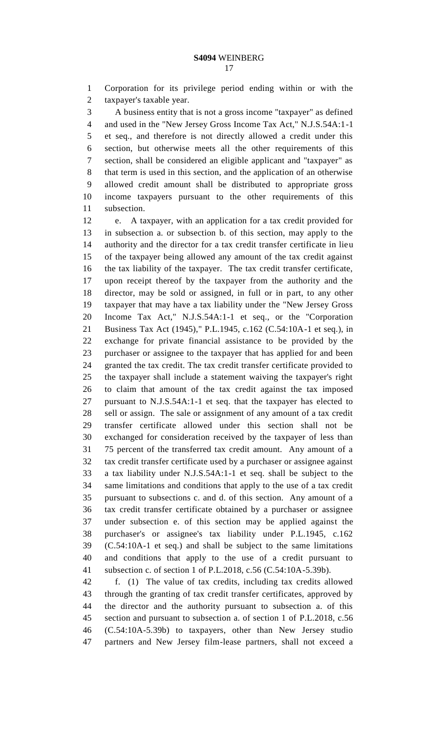Corporation for its privilege period ending within or with the taxpayer's taxable year.

A business entity that is not a gross income "taxpayer" as defined and used in the "New Jersey Gross Income Tax Act," N.J.S.54A:1-1 et seq., and therefore is not directly allowed a credit under this section, but otherwise meets all the other requirements of this section, shall be considered an eligible applicant and "taxpayer" as that term is used in this section, and the application of an otherwise allowed credit amount shall be distributed to appropriate gross income taxpayers pursuant to the other requirements of this subsection.

e. A taxpayer, with an application for a tax credit provided for in subsection a. or subsection b. of this section, may apply to the authority and the director for a tax credit transfer certificate in lieu of the taxpayer being allowed any amount of the tax credit against the tax liability of the taxpayer. The tax credit transfer certificate, upon receipt thereof by the taxpayer from the authority and the director, may be sold or assigned, in full or in part, to any other taxpayer that may have a tax liability under the "New Jersey Gross Income Tax Act," N.J.S.54A:1-1 et seq., or the "Corporation Business Tax Act (1945)," P.L.1945, c.162 (C.54:10A-1 et seq.), in exchange for private financial assistance to be provided by the purchaser or assignee to the taxpayer that has applied for and been granted the tax credit. The tax credit transfer certificate provided to the taxpayer shall include a statement waiving the taxpayer's right to claim that amount of the tax credit against the tax imposed pursuant to N.J.S.54A:1-1 et seq. that the taxpayer has elected to sell or assign. The sale or assignment of any amount of a tax credit transfer certificate allowed under this section shall not be exchanged for consideration received by the taxpayer of less than 75 percent of the transferred tax credit amount. Any amount of a tax credit transfer certificate used by a purchaser or assignee against a tax liability under N.J.S.54A:1-1 et seq. shall be subject to the same limitations and conditions that apply to the use of a tax credit pursuant to subsections c. and d. of this section. Any amount of a tax credit transfer certificate obtained by a purchaser or assignee under subsection e. of this section may be applied against the purchaser's or assignee's tax liability under P.L.1945, c.162 (C.54:10A-1 et seq.) and shall be subject to the same limitations and conditions that apply to the use of a credit pursuant to subsection c. of section 1 of P.L.2018, c.56 (C.54:10A-5.39b).

f. (1) The value of tax credits, including tax credits allowed through the granting of tax credit transfer certificates, approved by the director and the authority pursuant to subsection a. of this section and pursuant to subsection a. of section 1 of P.L.2018, c.56 (C.54:10A-5.39b) to taxpayers, other than New Jersey studio partners and New Jersey film-lease partners, shall not exceed a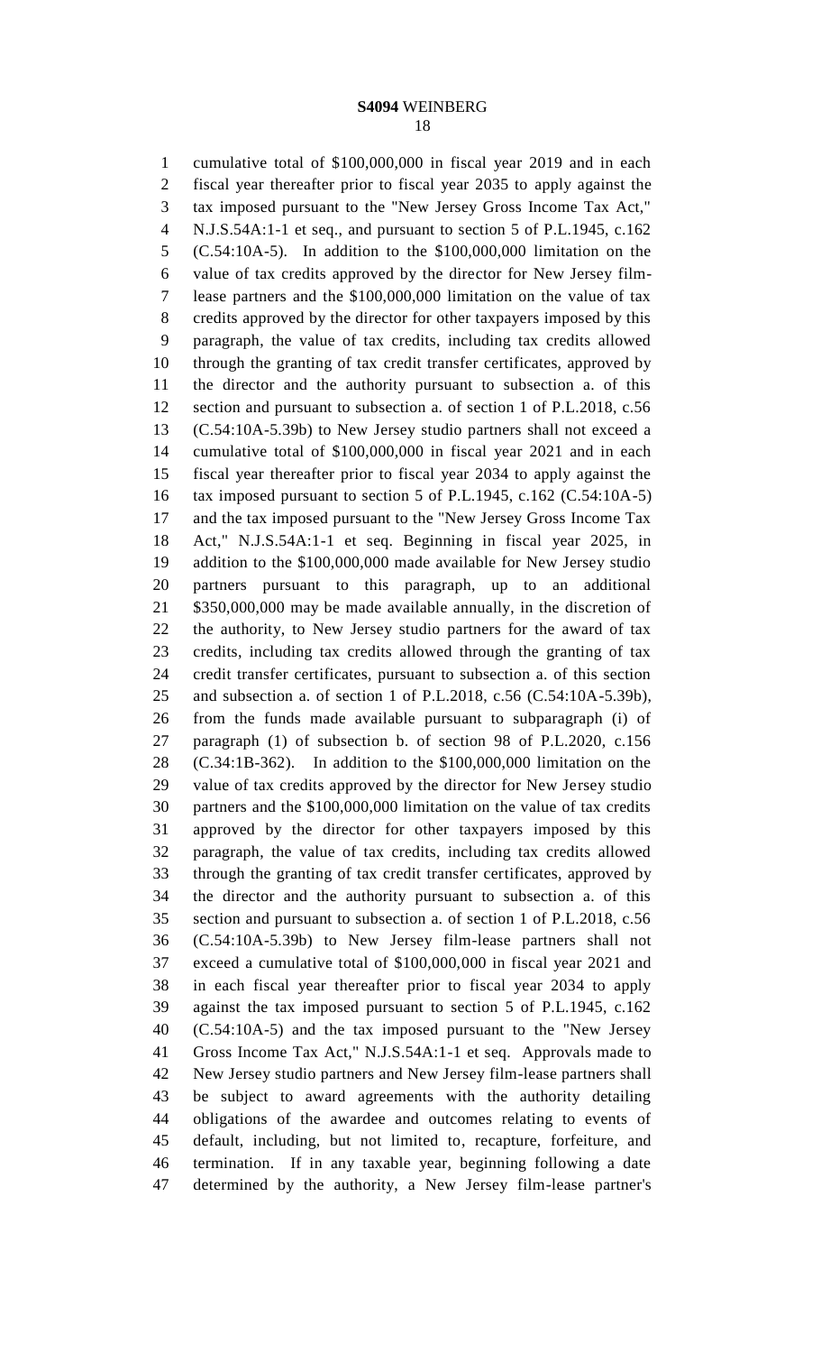cumulative total of $100,000,000 in fiscal year 2019 and in each fiscal year thereafter prior to fiscal year 2035 to apply against the tax imposed pursuant to the "New Jersey Gross Income Tax Act," N.J.S.54A:1-1 et seq., and pursuant to section 5 of P.L.1945, c.162 (C.54:10A-5). In addition to the $100,000,000 limitation on the value of tax credits approved by the director for New Jersey film-lease partners and the $100,000,000 limitation on the value of tax credits approved by the director for other taxpayers imposed by this paragraph, the value of tax credits, including tax credits allowed through the granting of tax credit transfer certificates, approved by the director and the authority pursuant to subsection a. of this section and pursuant to subsection a. of section 1 of P.L.2018, c.56 (C.54:10A-5.39b) to New Jersey studio partners shall not exceed a cumulative total of $100,000,000 in fiscal year 2021 and in each fiscal year thereafter prior to fiscal year 2034 to apply against the tax imposed pursuant to section 5 of P.L.1945, c.162 (C.54:10A-5) and the tax imposed pursuant to the "New Jersey Gross Income Tax Act," N.J.S.54A:1-1 et seq. Beginning in fiscal year 2025, in addition to the $100,000,000 made available for New Jersey studio partners pursuant to this paragraph, up to an additional $350,000,000 may be made available annually, in the discretion of the authority, to New Jersey studio partners for the award of tax credits, including tax credits allowed through the granting of tax credit transfer certificates, pursuant to subsection a. of this section and subsection a. of section 1 of P.L.2018, c.56 (C.54:10A-5.39b), from the funds made available pursuant to subparagraph (i) of paragraph (1) of subsection b. of section 98 of P.L.2020, c.156 (C.34:1B-362). In addition to the $100,000,000 limitation on the value of tax credits approved by the director for New Jersey studio partners and the $100,000,000 limitation on the value of tax credits approved by the director for other taxpayers imposed by this paragraph, the value of tax credits, including tax credits allowed through the granting of tax credit transfer certificates, approved by the director and the authority pursuant to subsection a. of this section and pursuant to subsection a. of section 1 of P.L.2018, c.56 (C.54:10A-5.39b) to New Jersey film-lease partners shall not exceed a cumulative total of $100,000,000 in fiscal year 2021 and in each fiscal year thereafter prior to fiscal year 2034 to apply against the tax imposed pursuant to section 5 of P.L.1945, c.162 (C.54:10A-5) and the tax imposed pursuant to the "New Jersey Gross Income Tax Act," N.J.S.54A:1-1 et seq. Approvals made to New Jersey studio partners and New Jersey film-lease partners shall be subject to award agreements with the authority detailing obligations of the awardee and outcomes relating to events of default, including, but not limited to, recapture, forfeiture, and termination. If in any taxable year, beginning following a date determined by the authority, a New Jersey film-lease partner's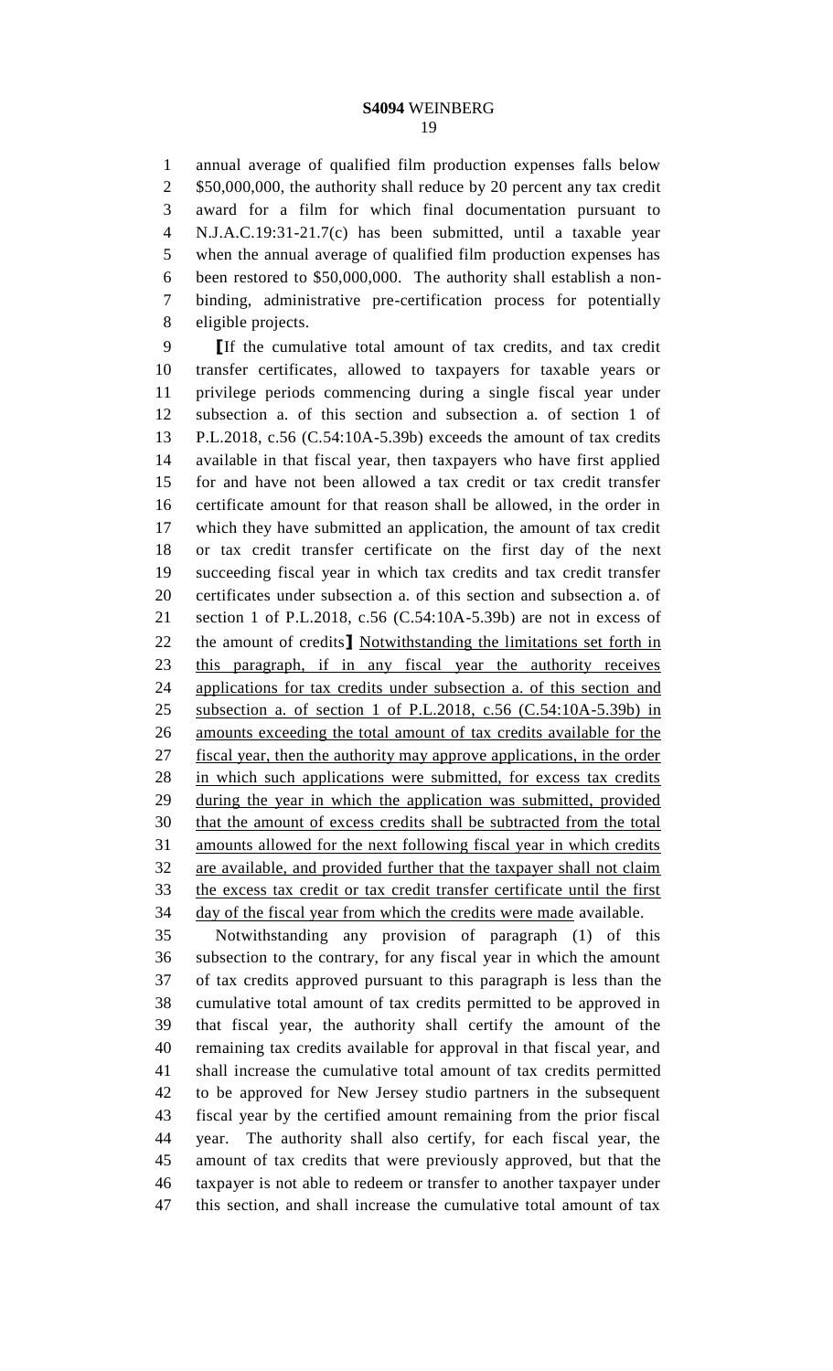annual average of qualified film production expenses falls below $50,000,000, the authority shall reduce by 20 percent any tax credit award for a film for which final documentation pursuant to N.J.A.C.19:31-21.7(c) has been submitted, until a taxable year when the annual average of qualified film production expenses has been restored to $50,000,000. The authority shall establish a non-binding, administrative pre-certification process for potentially eligible projects.

⟦If the cumulative total amount of tax credits, and tax credit transfer certificates, allowed to taxpayers for taxable years or privilege periods commencing during a single fiscal year under subsection a. of this section and subsection a. of section 1 of P.L.2018, c.56 (C.54:10A-5.39b) exceeds the amount of tax credits available in that fiscal year, then taxpayers who have first applied for and have not been allowed a tax credit or tax credit transfer certificate amount for that reason shall be allowed, in the order in which they have submitted an application, the amount of tax credit or tax credit transfer certificate on the first day of the next succeeding fiscal year in which tax credits and tax credit transfer certificates under subsection a. of this section and subsection a. of section 1 of P.L.2018, c.56 (C.54:10A-5.39b) are not in excess of the amount of credits⟧ <u>Notwithstanding the limitations set forth in this paragraph, if in any fiscal year the authority receives applications for tax credits under subsection a. of this section and subsection a. of section 1 of P.L.2018, c.56 (C.54:10A-5.39b) in amounts exceeding the total amount of tax credits available for the fiscal year, then the authority may approve applications, in the order in which such applications were submitted, for excess tax credits during the year in which the application was submitted, provided that the amount of excess credits shall be subtracted from the total amounts allowed for the next following fiscal year in which credits are available, and provided further that the taxpayer shall not claim the excess tax credit or tax credit transfer certificate until the first day of the fiscal year from which the credits were made</u> available.

Notwithstanding any provision of paragraph (1) of this subsection to the contrary, for any fiscal year in which the amount of tax credits approved pursuant to this paragraph is less than the cumulative total amount of tax credits permitted to be approved in that fiscal year, the authority shall certify the amount of the remaining tax credits available for approval in that fiscal year, and shall increase the cumulative total amount of tax credits permitted to be approved for New Jersey studio partners in the subsequent fiscal year by the certified amount remaining from the prior fiscal year. The authority shall also certify, for each fiscal year, the amount of tax credits that were previously approved, but that the taxpayer is not able to redeem or transfer to another taxpayer under this section, and shall increase the cumulative total amount of tax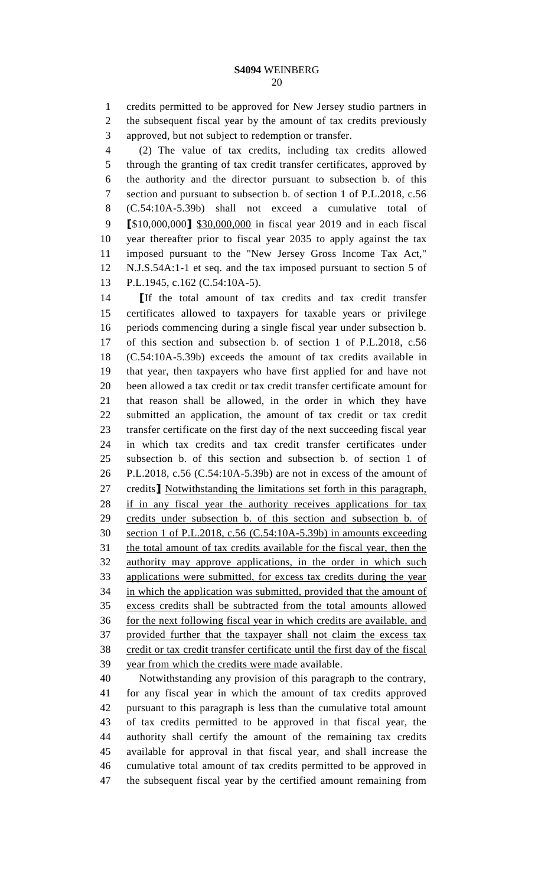credits permitted to be approved for New Jersey studio partners in the subsequent fiscal year by the amount of tax credits previously approved, but not subject to redemption or transfer.

(2) The value of tax credits, including tax credits allowed through the granting of tax credit transfer certificates, approved by the authority and the director pursuant to subsection b. of this section and pursuant to subsection b. of section 1 of P.L.2018, c.56 (C.54:10A-5.39b) shall not exceed a cumulative total of [$10,000,000] <u>$30,000,000</u> in fiscal year 2019 and in each fiscal year thereafter prior to fiscal year 2035 to apply against the tax imposed pursuant to the "New Jersey Gross Income Tax Act," N.J.S.54A:1-1 et seq. and the tax imposed pursuant to section 5 of P.L.1945, c.162 (C.54:10A-5).

[If the total amount of tax credits and tax credit transfer certificates allowed to taxpayers for taxable years or privilege periods commencing during a single fiscal year under subsection b. of this section and subsection b. of section 1 of P.L.2018, c.56 (C.54:10A-5.39b) exceeds the amount of tax credits available in that year, then taxpayers who have first applied for and have not been allowed a tax credit or tax credit transfer certificate amount for that reason shall be allowed, in the order in which they have submitted an application, the amount of tax credit or tax credit transfer certificate on the first day of the next succeeding fiscal year in which tax credits and tax credit transfer certificates under subsection b. of this section and subsection b. of section 1 of P.L.2018, c.56 (C.54:10A-5.39b) are not in excess of the amount of credits] <u>Notwithstanding the limitations set forth in this paragraph, if in any fiscal year the authority receives applications for tax credits under subsection b. of this section and subsection b. of section 1 of P.L.2018, c.56 (C.54:10A-5.39b) in amounts exceeding the total amount of tax credits available for the fiscal year, then the authority may approve applications, in the order in which such applications were submitted, for excess tax credits during the year in which the application was submitted, provided that the amount of excess credits shall be subtracted from the total amounts allowed for the next following fiscal year in which credits are available, and provided further that the taxpayer shall not claim the excess tax credit or tax credit transfer certificate until the first day of the fiscal year from which the credits were made</u> available.

Notwithstanding any provision of this paragraph to the contrary, for any fiscal year in which the amount of tax credits approved pursuant to this paragraph is less than the cumulative total amount of tax credits permitted to be approved in that fiscal year, the authority shall certify the amount of the remaining tax credits available for approval in that fiscal year, and shall increase the cumulative total amount of tax credits permitted to be approved in the subsequent fiscal year by the certified amount remaining from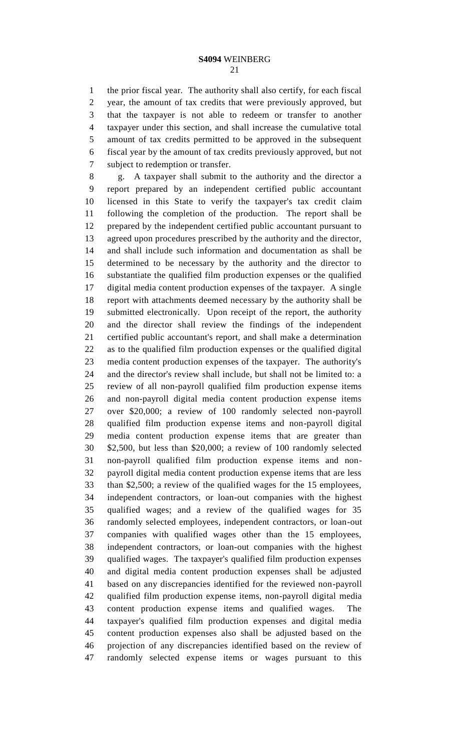the prior fiscal year. The authority shall also certify, for each fiscal year, the amount of tax credits that were previously approved, but that the taxpayer is not able to redeem or transfer to another taxpayer under this section, and shall increase the cumulative total amount of tax credits permitted to be approved in the subsequent fiscal year by the amount of tax credits previously approved, but not subject to redemption or transfer.

g. A taxpayer shall submit to the authority and the director a report prepared by an independent certified public accountant licensed in this State to verify the taxpayer's tax credit claim following the completion of the production. The report shall be prepared by the independent certified public accountant pursuant to agreed upon procedures prescribed by the authority and the director, and shall include such information and documentation as shall be determined to be necessary by the authority and the director to substantiate the qualified film production expenses or the qualified digital media content production expenses of the taxpayer. A single report with attachments deemed necessary by the authority shall be submitted electronically. Upon receipt of the report, the authority and the director shall review the findings of the independent certified public accountant's report, and shall make a determination as to the qualified film production expenses or the qualified digital media content production expenses of the taxpayer. The authority's and the director's review shall include, but shall not be limited to: a review of all non-payroll qualified film production expense items and non-payroll digital media content production expense items over $20,000; a review of 100 randomly selected non-payroll qualified film production expense items and non-payroll digital media content production expense items that are greater than $2,500, but less than $20,000; a review of 100 randomly selected non-payroll qualified film production expense items and non-payroll digital media content production expense items that are less than $2,500; a review of the qualified wages for the 15 employees, independent contractors, or loan-out companies with the highest qualified wages; and a review of the qualified wages for 35 randomly selected employees, independent contractors, or loan-out companies with qualified wages other than the 15 employees, independent contractors, or loan-out companies with the highest qualified wages. The taxpayer's qualified film production expenses and digital media content production expenses shall be adjusted based on any discrepancies identified for the reviewed non-payroll qualified film production expense items, non-payroll digital media content production expense items and qualified wages. The taxpayer's qualified film production expenses and digital media content production expenses also shall be adjusted based on the projection of any discrepancies identified based on the review of randomly selected expense items or wages pursuant to this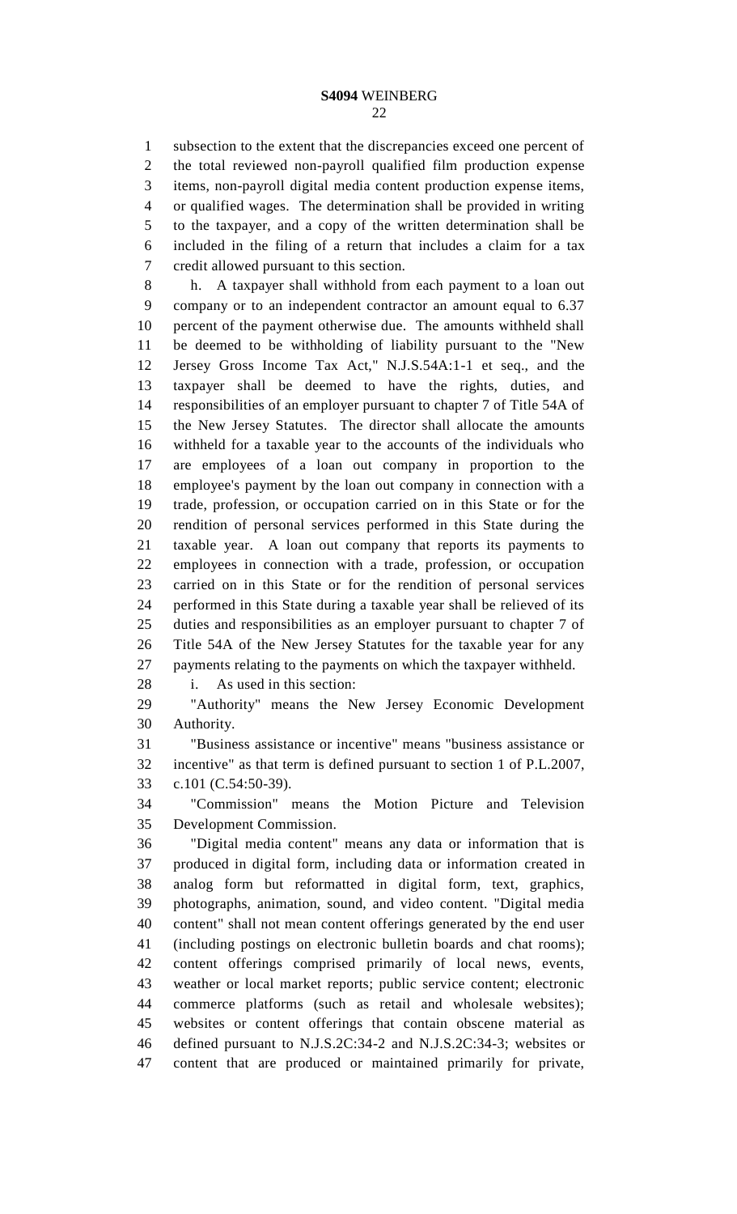subsection to the extent that the discrepancies exceed one percent of the total reviewed non-payroll qualified film production expense items, non-payroll digital media content production expense items, or qualified wages. The determination shall be provided in writing to the taxpayer, and a copy of the written determination shall be included in the filing of a return that includes a claim for a tax credit allowed pursuant to this section.

h. A taxpayer shall withhold from each payment to a loan out company or to an independent contractor an amount equal to 6.37 percent of the payment otherwise due. The amounts withheld shall be deemed to be withholding of liability pursuant to the "New Jersey Gross Income Tax Act," N.J.S.54A:1-1 et seq., and the taxpayer shall be deemed to have the rights, duties, and responsibilities of an employer pursuant to chapter 7 of Title 54A of the New Jersey Statutes. The director shall allocate the amounts withheld for a taxable year to the accounts of the individuals who are employees of a loan out company in proportion to the employee's payment by the loan out company in connection with a trade, profession, or occupation carried on in this State or for the rendition of personal services performed in this State during the taxable year. A loan out company that reports its payments to employees in connection with a trade, profession, or occupation carried on in this State or for the rendition of personal services performed in this State during a taxable year shall be relieved of its duties and responsibilities as an employer pursuant to chapter 7 of Title 54A of the New Jersey Statutes for the taxable year for any payments relating to the payments on which the taxpayer withheld.

i. As used in this section:

"Authority" means the New Jersey Economic Development Authority.

"Business assistance or incentive" means "business assistance or incentive" as that term is defined pursuant to section 1 of P.L.2007, c.101 (C.54:50-39).

"Commission" means the Motion Picture and Television Development Commission.

"Digital media content" means any data or information that is produced in digital form, including data or information created in analog form but reformatted in digital form, text, graphics, photographs, animation, sound, and video content. "Digital media content" shall not mean content offerings generated by the end user (including postings on electronic bulletin boards and chat rooms); content offerings comprised primarily of local news, events, weather or local market reports; public service content; electronic commerce platforms (such as retail and wholesale websites); websites or content offerings that contain obscene material as defined pursuant to N.J.S.2C:34-2 and N.J.S.2C:34-3; websites or content that are produced or maintained primarily for private,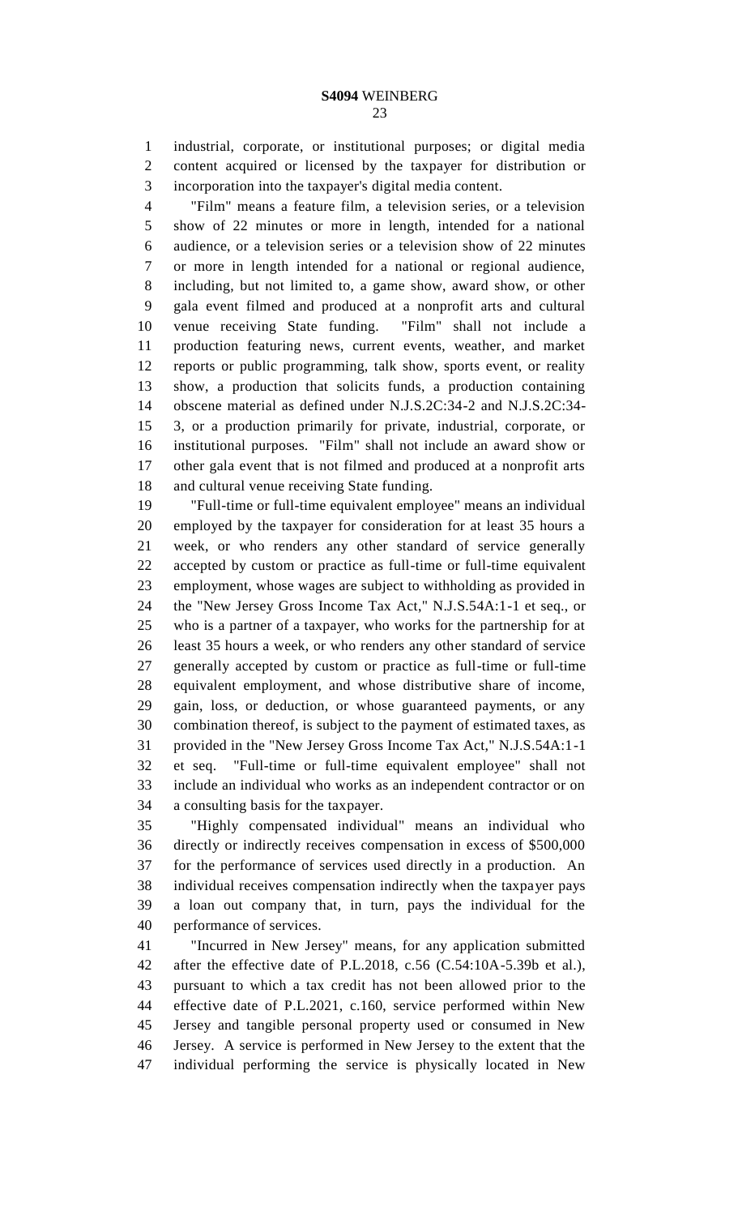industrial, corporate, or institutional purposes; or digital media content acquired or licensed by the taxpayer for distribution or incorporation into the taxpayer's digital media content.

"Film" means a feature film, a television series, or a television show of 22 minutes or more in length, intended for a national audience, or a television series or a television show of 22 minutes or more in length intended for a national or regional audience, including, but not limited to, a game show, award show, or other gala event filmed and produced at a nonprofit arts and cultural venue receiving State funding. "Film" shall not include a production featuring news, current events, weather, and market reports or public programming, talk show, sports event, or reality show, a production that solicits funds, a production containing obscene material as defined under N.J.S.2C:34-2 and N.J.S.2C:34-3, or a production primarily for private, industrial, corporate, or institutional purposes. "Film" shall not include an award show or other gala event that is not filmed and produced at a nonprofit arts and cultural venue receiving State funding.

"Full-time or full-time equivalent employee" means an individual employed by the taxpayer for consideration for at least 35 hours a week, or who renders any other standard of service generally accepted by custom or practice as full-time or full-time equivalent employment, whose wages are subject to withholding as provided in the "New Jersey Gross Income Tax Act," N.J.S.54A:1-1 et seq., or who is a partner of a taxpayer, who works for the partnership for at least 35 hours a week, or who renders any other standard of service generally accepted by custom or practice as full-time or full-time equivalent employment, and whose distributive share of income, gain, loss, or deduction, or whose guaranteed payments, or any combination thereof, is subject to the payment of estimated taxes, as provided in the "New Jersey Gross Income Tax Act," N.J.S.54A:1-1 et seq. "Full-time or full-time equivalent employee" shall not include an individual who works as an independent contractor or on a consulting basis for the taxpayer.

"Highly compensated individual" means an individual who directly or indirectly receives compensation in excess of $500,000 for the performance of services used directly in a production. An individual receives compensation indirectly when the taxpayer pays a loan out company that, in turn, pays the individual for the performance of services.

"Incurred in New Jersey" means, for any application submitted after the effective date of P.L.2018, c.56 (C.54:10A-5.39b et al.), pursuant to which a tax credit has not been allowed prior to the effective date of P.L.2021, c.160, service performed within New Jersey and tangible personal property used or consumed in New Jersey. A service is performed in New Jersey to the extent that the individual performing the service is physically located in New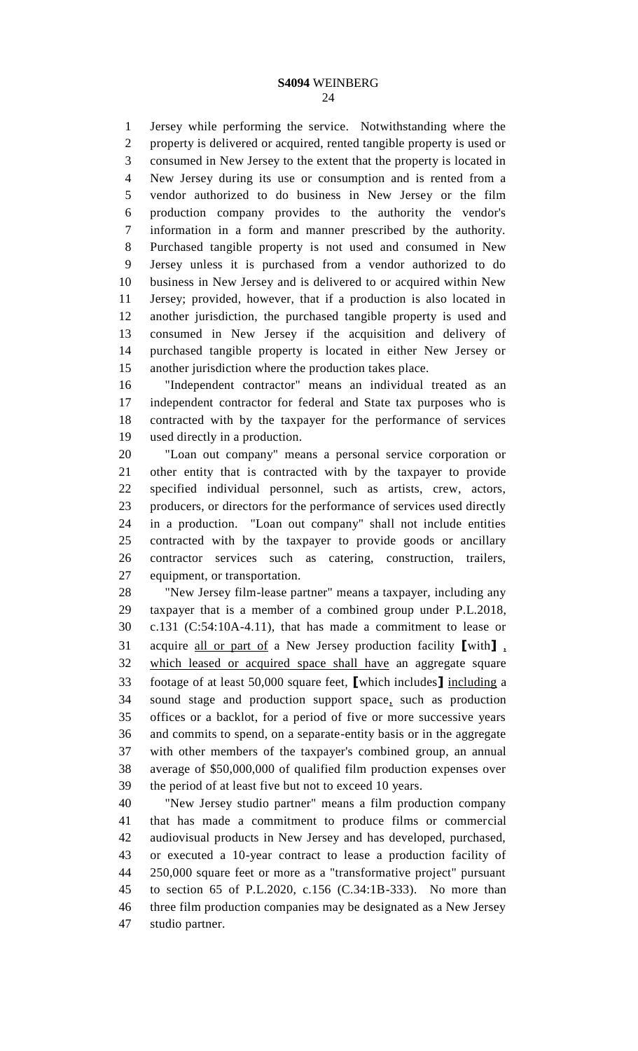Jersey while performing the service. Notwithstanding where the property is delivered or acquired, rented tangible property is used or consumed in New Jersey to the extent that the property is located in New Jersey during its use or consumption and is rented from a vendor authorized to do business in New Jersey or the film production company provides to the authority the vendor's information in a form and manner prescribed by the authority. Purchased tangible property is not used and consumed in New Jersey unless it is purchased from a vendor authorized to do business in New Jersey and is delivered to or acquired within New Jersey; provided, however, that if a production is also located in another jurisdiction, the purchased tangible property is used and consumed in New Jersey if the acquisition and delivery of purchased tangible property is located in either New Jersey or another jurisdiction where the production takes place.

"Independent contractor" means an individual treated as an independent contractor for federal and State tax purposes who is contracted with by the taxpayer for the performance of services used directly in a production.

"Loan out company" means a personal service corporation or other entity that is contracted with by the taxpayer to provide specified individual personnel, such as artists, crew, actors, producers, or directors for the performance of services used directly in a production. "Loan out company" shall not include entities contracted with by the taxpayer to provide goods or ancillary contractor services such as catering, construction, trailers, equipment, or transportation.

"New Jersey film-lease partner" means a taxpayer, including any taxpayer that is a member of a combined group under P.L.2018, c.131 (C:54:10A-4.11), that has made a commitment to lease or acquire <u>all or part of</u> a New Jersey production facility 【with】<u>,</u> <u>which leased or acquired space shall have</u> an aggregate square footage of at least 50,000 square feet, 【which includes】 <u>including</u> a sound stage and production support space<u>,</u> such as production offices or a backlot, for a period of five or more successive years and commits to spend, on a separate-entity basis or in the aggregate with other members of the taxpayer's combined group, an annual average of $50,000,000 of qualified film production expenses over the period of at least five but not to exceed 10 years.

"New Jersey studio partner" means a film production company that has made a commitment to produce films or commercial audiovisual products in New Jersey and has developed, purchased, or executed a 10-year contract to lease a production facility of 250,000 square feet or more as a "transformative project" pursuant to section 65 of P.L.2020, c.156 (C.34:1B-333). No more than three film production companies may be designated as a New Jersey studio partner.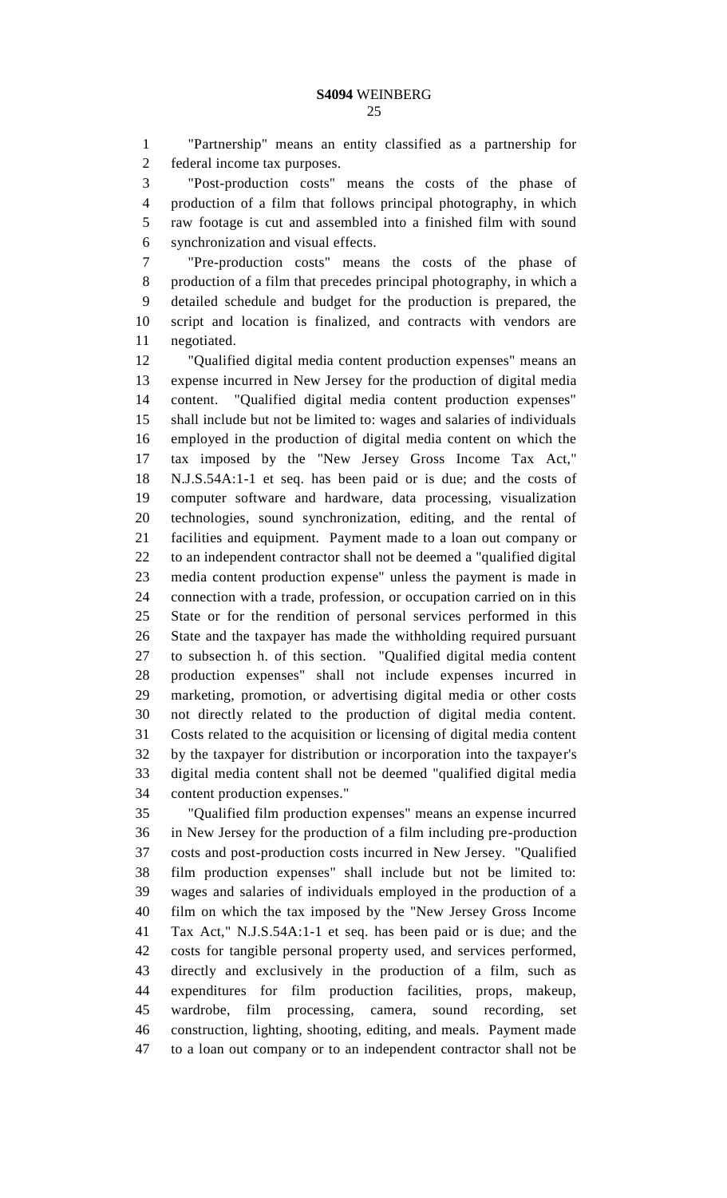"Partnership" means an entity classified as a partnership for federal income tax purposes.

"Post-production costs" means the costs of the phase of production of a film that follows principal photography, in which raw footage is cut and assembled into a finished film with sound synchronization and visual effects.

"Pre-production costs" means the costs of the phase of production of a film that precedes principal photography, in which a detailed schedule and budget for the production is prepared, the script and location is finalized, and contracts with vendors are negotiated.

"Qualified digital media content production expenses" means an expense incurred in New Jersey for the production of digital media content. "Qualified digital media content production expenses" shall include but not be limited to: wages and salaries of individuals employed in the production of digital media content on which the tax imposed by the "New Jersey Gross Income Tax Act," N.J.S.54A:1-1 et seq. has been paid or is due; and the costs of computer software and hardware, data processing, visualization technologies, sound synchronization, editing, and the rental of facilities and equipment. Payment made to a loan out company or to an independent contractor shall not be deemed a "qualified digital media content production expense" unless the payment is made in connection with a trade, profession, or occupation carried on in this State or for the rendition of personal services performed in this State and the taxpayer has made the withholding required pursuant to subsection h. of this section. "Qualified digital media content production expenses" shall not include expenses incurred in marketing, promotion, or advertising digital media or other costs not directly related to the production of digital media content. Costs related to the acquisition or licensing of digital media content by the taxpayer for distribution or incorporation into the taxpayer's digital media content shall not be deemed "qualified digital media content production expenses."

"Qualified film production expenses" means an expense incurred in New Jersey for the production of a film including pre-production costs and post-production costs incurred in New Jersey. "Qualified film production expenses" shall include but not be limited to: wages and salaries of individuals employed in the production of a film on which the tax imposed by the "New Jersey Gross Income Tax Act," N.J.S.54A:1-1 et seq. has been paid or is due; and the costs for tangible personal property used, and services performed, directly and exclusively in the production of a film, such as expenditures for film production facilities, props, makeup, wardrobe, film processing, camera, sound recording, set construction, lighting, shooting, editing, and meals. Payment made to a loan out company or to an independent contractor shall not be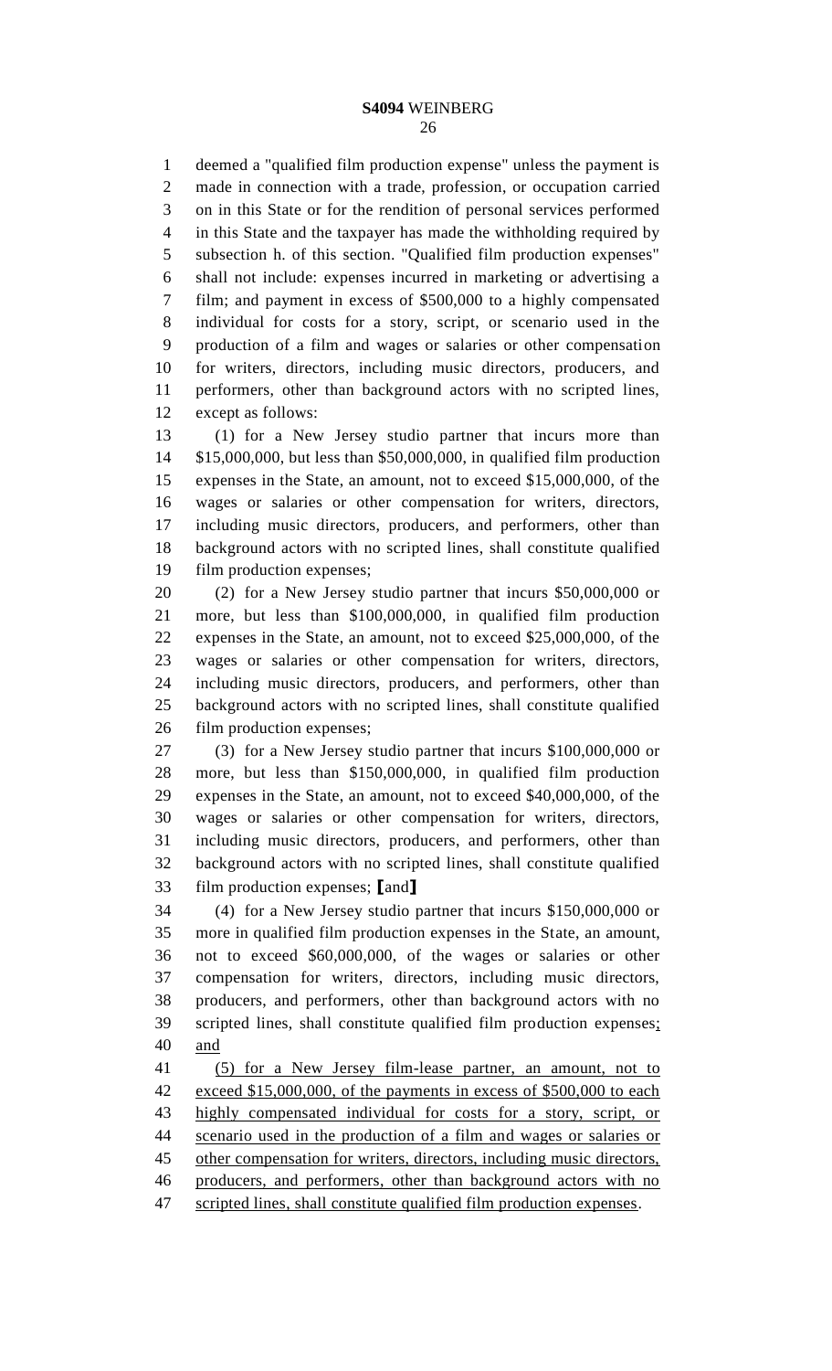deemed a "qualified film production expense" unless the payment is made in connection with a trade, profession, or occupation carried on in this State or for the rendition of personal services performed in this State and the taxpayer has made the withholding required by subsection h. of this section. "Qualified film production expenses" shall not include: expenses incurred in marketing or advertising a film; and payment in excess of $500,000 to a highly compensated individual for costs for a story, script, or scenario used in the production of a film and wages or salaries or other compensation for writers, directors, including music directors, producers, and performers, other than background actors with no scripted lines, except as follows:

(1) for a New Jersey studio partner that incurs more than $15,000,000, but less than $50,000,000, in qualified film production expenses in the State, an amount, not to exceed $15,000,000, of the wages or salaries or other compensation for writers, directors, including music directors, producers, and performers, other than background actors with no scripted lines, shall constitute qualified film production expenses;

(2) for a New Jersey studio partner that incurs $50,000,000 or more, but less than $100,000,000, in qualified film production expenses in the State, an amount, not to exceed $25,000,000, of the wages or salaries or other compensation for writers, directors, including music directors, producers, and performers, other than background actors with no scripted lines, shall constitute qualified film production expenses;

(3) for a New Jersey studio partner that incurs $100,000,000 or more, but less than $150,000,000, in qualified film production expenses in the State, an amount, not to exceed $40,000,000, of the wages or salaries or other compensation for writers, directors, including music directors, producers, and performers, other than background actors with no scripted lines, shall constitute qualified film production expenses; [and]

(4) for a New Jersey studio partner that incurs $150,000,000 or more in qualified film production expenses in the State, an amount, not to exceed $60,000,000, of the wages or salaries or other compensation for writers, directors, including music directors, producers, and performers, other than background actors with no scripted lines, shall constitute qualified film production expenses<u>; and</u>

<u>(5) for a New Jersey film-lease partner, an amount, not to exceed $15,000,000, of the payments in excess of $500,000 to each highly compensated individual for costs for a story, script, or scenario used in the production of a film and wages or salaries or other compensation for writers, directors, including music directors, producers, and performers, other than background actors with no scripted lines, shall constitute qualified film production expenses</u>.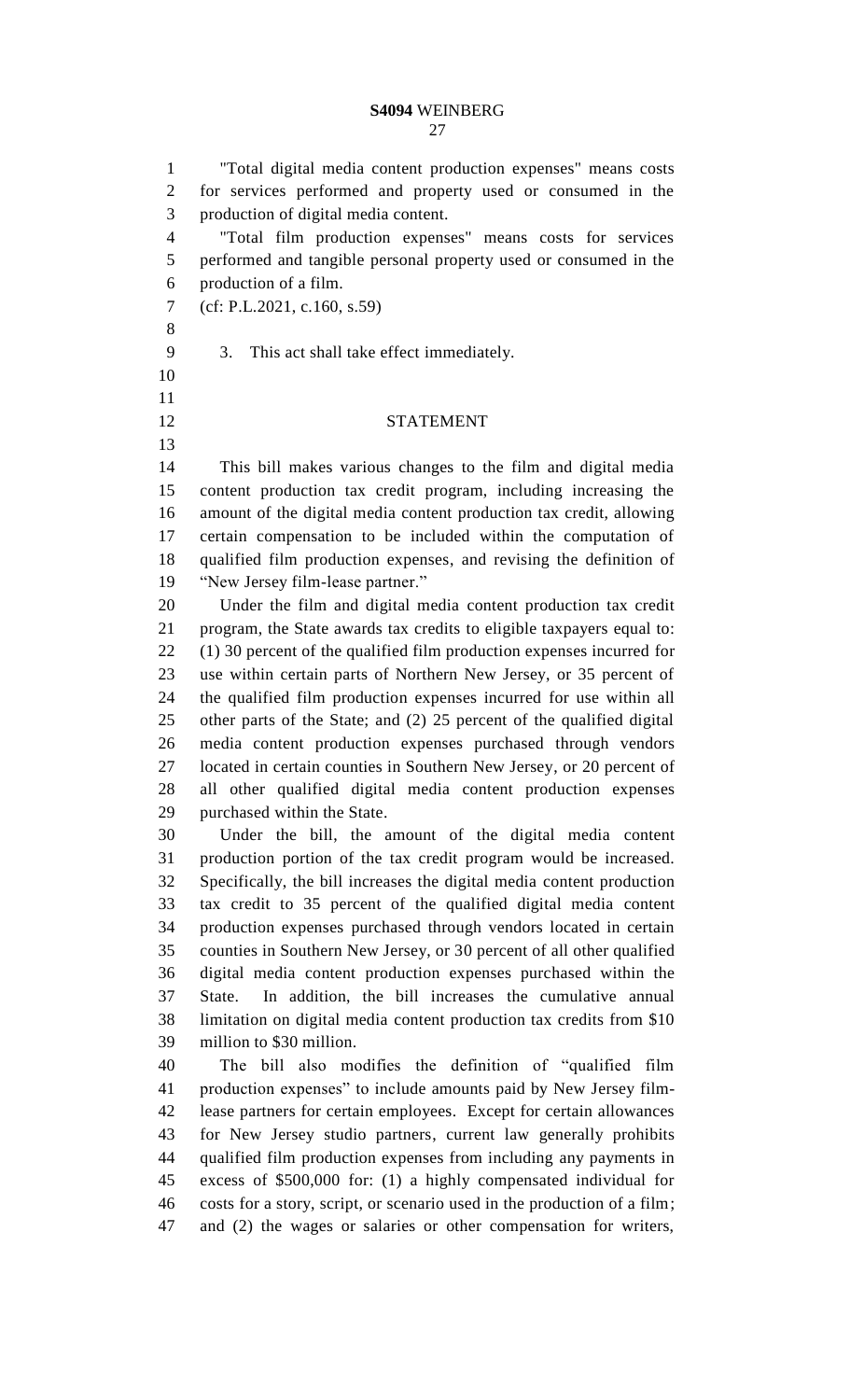"Total digital media content production expenses" means costs for services performed and property used or consumed in the production of digital media content.

"Total film production expenses" means costs for services performed and tangible personal property used or consumed in the production of a film.

(cf: P.L.2021, c.160, s.59)

3. This act shall take effect immediately.

## STATEMENT

This bill makes various changes to the film and digital media content production tax credit program, including increasing the amount of the digital media content production tax credit, allowing certain compensation to be included within the computation of qualified film production expenses, and revising the definition of "New Jersey film-lease partner."

Under the film and digital media content production tax credit program, the State awards tax credits to eligible taxpayers equal to: (1) 30 percent of the qualified film production expenses incurred for use within certain parts of Northern New Jersey, or 35 percent of the qualified film production expenses incurred for use within all other parts of the State; and (2) 25 percent of the qualified digital media content production expenses purchased through vendors located in certain counties in Southern New Jersey, or 20 percent of all other qualified digital media content production expenses purchased within the State.

Under the bill, the amount of the digital media content production portion of the tax credit program would be increased. Specifically, the bill increases the digital media content production tax credit to 35 percent of the qualified digital media content production expenses purchased through vendors located in certain counties in Southern New Jersey, or 30 percent of all other qualified digital media content production expenses purchased within the State. In addition, the bill increases the cumulative annual limitation on digital media content production tax credits from $10 million to $30 million.

The bill also modifies the definition of "qualified film production expenses" to include amounts paid by New Jersey film-lease partners for certain employees. Except for certain allowances for New Jersey studio partners, current law generally prohibits qualified film production expenses from including any payments in excess of $500,000 for: (1) a highly compensated individual for costs for a story, script, or scenario used in the production of a film; and (2) the wages or salaries or other compensation for writers,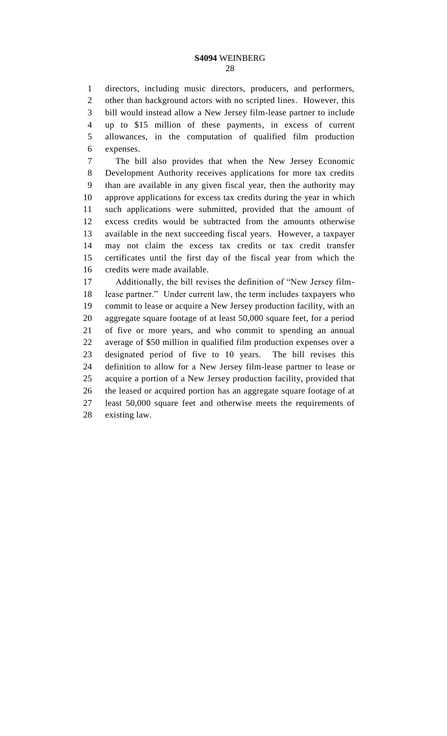directors, including music directors, producers, and performers, other than background actors with no scripted lines. However, this bill would instead allow a New Jersey film-lease partner to include up to $15 million of these payments, in excess of current allowances, in the computation of qualified film production expenses.

The bill also provides that when the New Jersey Economic Development Authority receives applications for more tax credits than are available in any given fiscal year, then the authority may approve applications for excess tax credits during the year in which such applications were submitted, provided that the amount of excess credits would be subtracted from the amounts otherwise available in the next succeeding fiscal years. However, a taxpayer may not claim the excess tax credits or tax credit transfer certificates until the first day of the fiscal year from which the credits were made available.

Additionally, the bill revises the definition of "New Jersey film-lease partner." Under current law, the term includes taxpayers who commit to lease or acquire a New Jersey production facility, with an aggregate square footage of at least 50,000 square feet, for a period of five or more years, and who commit to spending an annual average of $50 million in qualified film production expenses over a designated period of five to 10 years. The bill revises this definition to allow for a New Jersey film-lease partner to lease or acquire a portion of a New Jersey production facility, provided that the leased or acquired portion has an aggregate square footage of at least 50,000 square feet and otherwise meets the requirements of existing law.